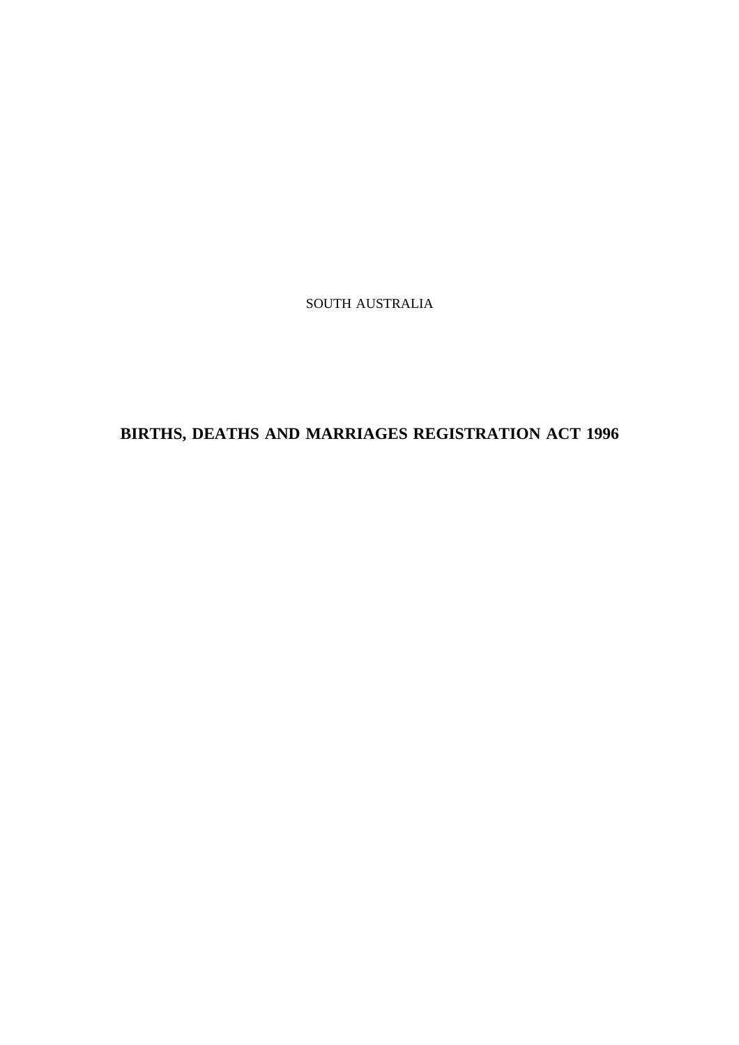SOUTH AUSTRALIA

# BIRTHS, DEATHS AND MARRIAGES REGISTRATION ACT 1996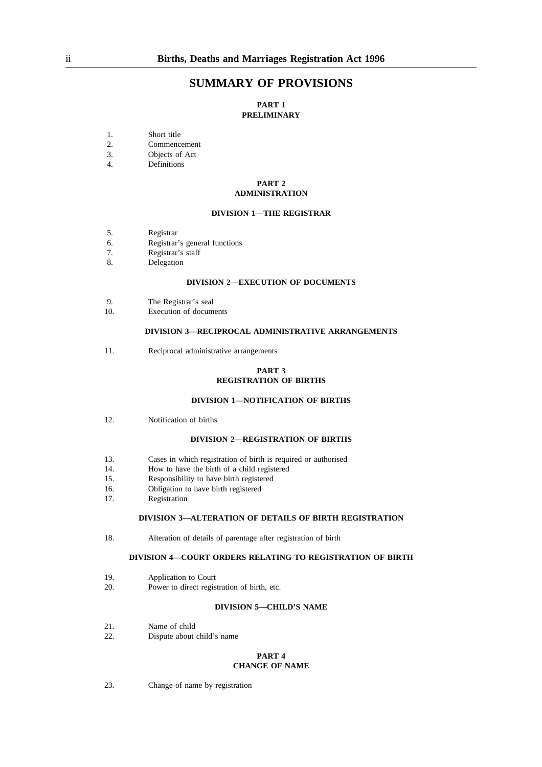# SUMMARY OF PROVISIONS

## PART 1
## PRELIMINARY

1. Short title
2. Commencement
3. Objects of Act
4. Definitions

## PART 2
## ADMINISTRATION

### DIVISION 1—THE REGISTRAR

5. Registrar
6. Registrar's general functions
7. Registrar's staff
8. Delegation

### DIVISION 2—EXECUTION OF DOCUMENTS

9. The Registrar's seal
10. Execution of documents

### DIVISION 3—RECIPROCAL ADMINISTRATIVE ARRANGEMENTS

11. Reciprocal administrative arrangements

## PART 3
## REGISTRATION OF BIRTHS

### DIVISION 1—NOTIFICATION OF BIRTHS

12. Notification of births

### DIVISION 2—REGISTRATION OF BIRTHS

13. Cases in which registration of birth is required or authorised
14. How to have the birth of a child registered
15. Responsibility to have birth registered
16. Obligation to have birth registered
17. Registration

### DIVISION 3—ALTERATION OF DETAILS OF BIRTH REGISTRATION

18. Alteration of details of parentage after registration of birth

### DIVISION 4—COURT ORDERS RELATING TO REGISTRATION OF BIRTH

19. Application to Court
20. Power to direct registration of birth, etc.

### DIVISION 5—CHILD'S NAME

21. Name of child
22. Dispute about child's name

## PART 4
## CHANGE OF NAME

23. Change of name by registration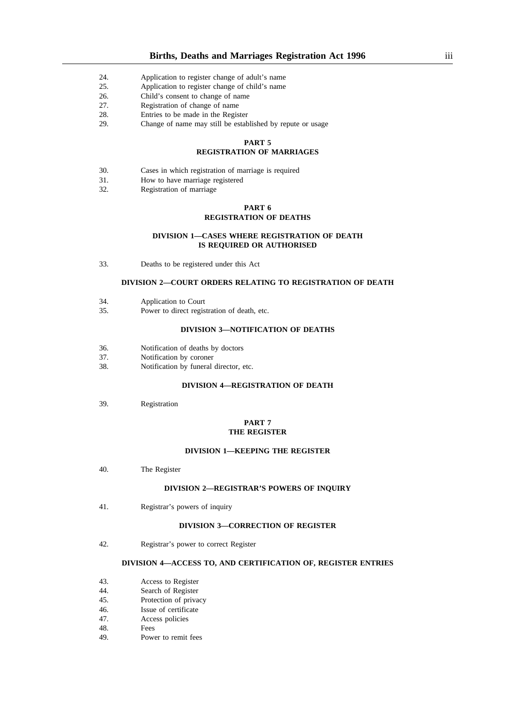24. Application to register change of adult's name
25. Application to register change of child's name
26. Child's consent to change of name
27. Registration of change of name
28. Entries to be made in the Register
29. Change of name may still be established by repute or usage

## PART 5
## REGISTRATION OF MARRIAGES

30. Cases in which registration of marriage is required
31. How to have marriage registered
32. Registration of marriage

## PART 6
## REGISTRATION OF DEATHS

### DIVISION 1—CASES WHERE REGISTRATION OF DEATH IS REQUIRED OR AUTHORISED

33. Deaths to be registered under this Act

### DIVISION 2—COURT ORDERS RELATING TO REGISTRATION OF DEATH

34. Application to Court
35. Power to direct registration of death, etc.

### DIVISION 3—NOTIFICATION OF DEATHS

36. Notification of deaths by doctors
37. Notification by coroner
38. Notification by funeral director, etc.

### DIVISION 4—REGISTRATION OF DEATH

39. Registration

## PART 7
## THE REGISTER

### DIVISION 1—KEEPING THE REGISTER

40. The Register

### DIVISION 2—REGISTRAR'S POWERS OF INQUIRY

41. Registrar's powers of inquiry

### DIVISION 3—CORRECTION OF REGISTER

42. Registrar's power to correct Register

### DIVISION 4—ACCESS TO, AND CERTIFICATION OF, REGISTER ENTRIES

43. Access to Register
44. Search of Register
45. Protection of privacy
46. Issue of certificate
47. Access policies
48. Fees
49. Power to remit fees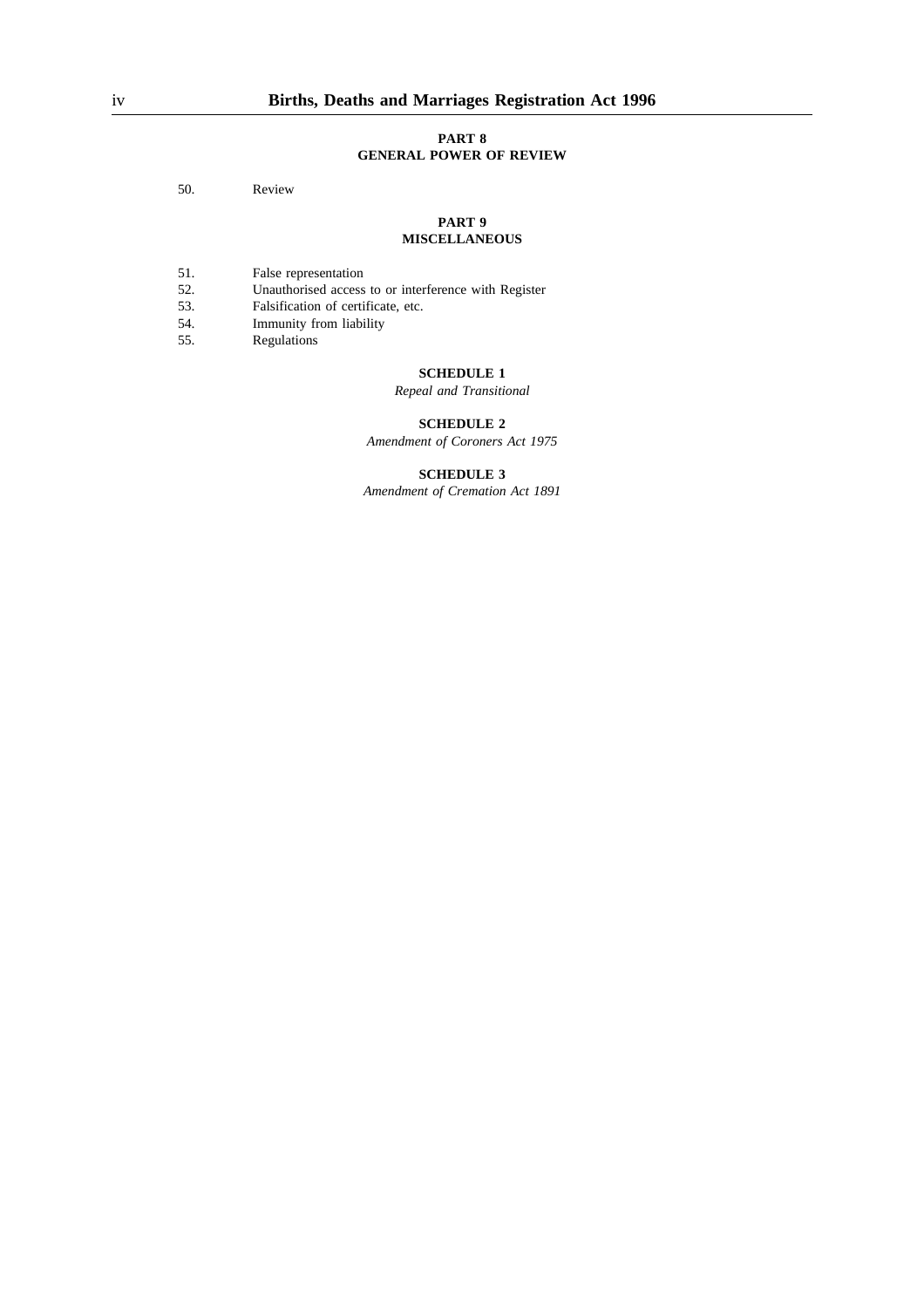**PART 8**
**GENERAL POWER OF REVIEW**

50. Review

**PART 9**
**MISCELLANEOUS**

51. False representation
52. Unauthorised access to or interference with Register
53. Falsification of certificate, etc.
54. Immunity from liability
55. Regulations

**SCHEDULE 1**
*Repeal and Transitional*

**SCHEDULE 2**
*Amendment of Coroners Act 1975*

**SCHEDULE 3**
*Amendment of Cremation Act 1891*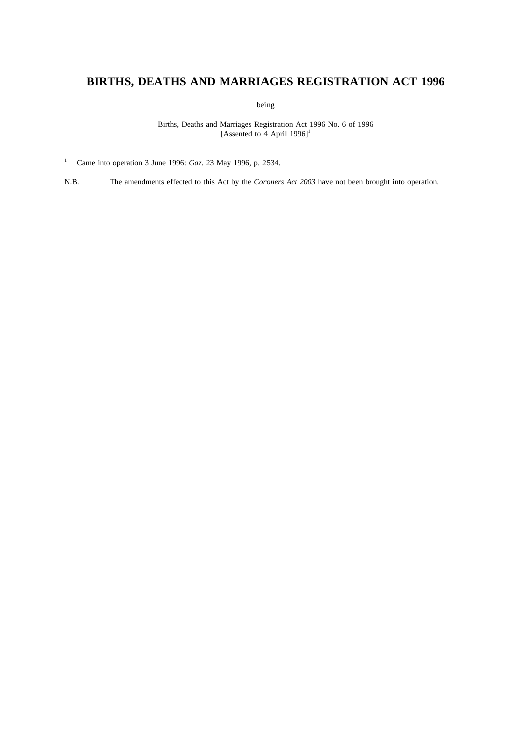# BIRTHS, DEATHS AND MARRIAGES REGISTRATION ACT 1996

being

Births, Deaths and Marriages Registration Act 1996 No. 6 of 1996
[Assented to 4 April 1996][1]

[1] Came into operation 3 June 1996: *Gaz.* 23 May 1996, p. 2534.

N.B. The amendments effected to this Act by the *Coroners Act 2003* have not been brought into operation.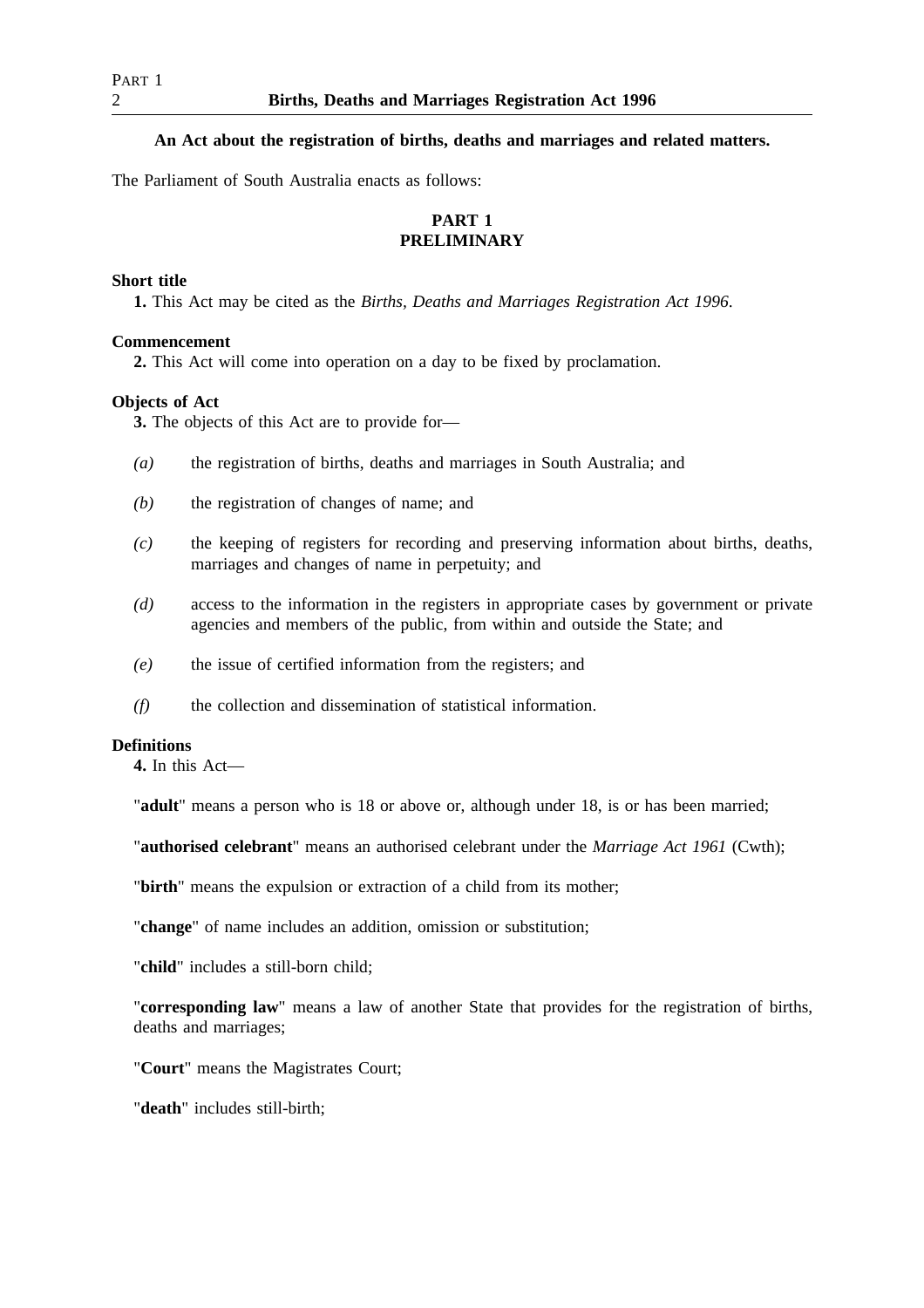**An Act about the registration of births, deaths and marriages and related matters.**

The Parliament of South Australia enacts as follows:

## PART 1
## PRELIMINARY

**Short title**

**1.** This Act may be cited as the *Births, Deaths and Marriages Registration Act 1996*.

**Commencement**

**2.** This Act will come into operation on a day to be fixed by proclamation.

**Objects of Act**

**3.** The objects of this Act are to provide for—

*(a)* the registration of births, deaths and marriages in South Australia; and

*(b)* the registration of changes of name; and

*(c)* the keeping of registers for recording and preserving information about births, deaths, marriages and changes of name in perpetuity; and

*(d)* access to the information in the registers in appropriate cases by government or private agencies and members of the public, from within and outside the State; and

*(e)* the issue of certified information from the registers; and

*(f)* the collection and dissemination of statistical information.

**Definitions**

**4.** In this Act—

"**adult**" means a person who is 18 or above or, although under 18, is or has been married;

"**authorised celebrant**" means an authorised celebrant under the *Marriage Act 1961* (Cwth);

"**birth**" means the expulsion or extraction of a child from its mother;

"**change**" of name includes an addition, omission or substitution;

"**child**" includes a still-born child;

"**corresponding law**" means a law of another State that provides for the registration of births, deaths and marriages;

"**Court**" means the Magistrates Court;

"**death**" includes still-birth;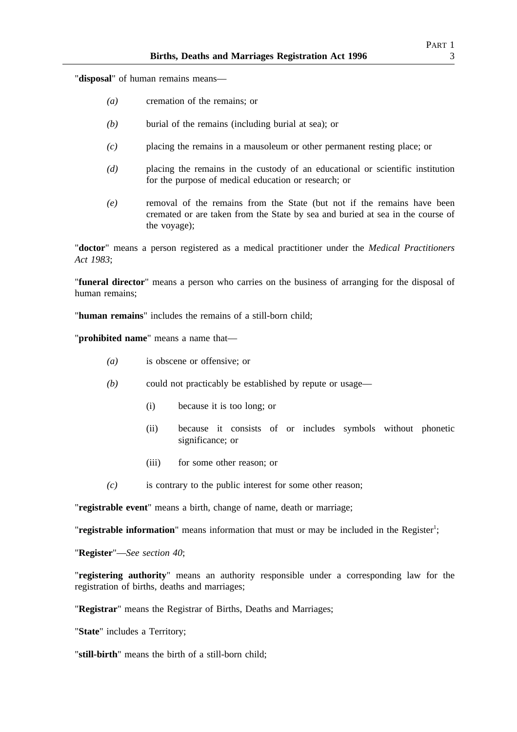"**disposal**" of human remains means—

- *(a)* cremation of the remains; or
- *(b)* burial of the remains (including burial at sea); or
- *(c)* placing the remains in a mausoleum or other permanent resting place; or
- *(d)* placing the remains in the custody of an educational or scientific institution for the purpose of medical education or research; or
- *(e)* removal of the remains from the State (but not if the remains have been cremated or are taken from the State by sea and buried at sea in the course of the voyage);

"**doctor**" means a person registered as a medical practitioner under the *Medical Practitioners Act 1983*;

"**funeral director**" means a person who carries on the business of arranging for the disposal of human remains;

"**human remains**" includes the remains of a still-born child;

"**prohibited name**" means a name that—

- *(a)* is obscene or offensive; or
- *(b)* could not practicably be established by repute or usage—
  - (i) because it is too long; or
  - (ii) because it consists of or includes symbols without phonetic significance; or
  - (iii) for some other reason; or
- *(c)* is contrary to the public interest for some other reason;

"**registrable event**" means a birth, change of name, death or marriage;

"**registrable information**" means information that must or may be included in the Register[1];

"**Register**"—*See section 40*;

"**registering authority**" means an authority responsible under a corresponding law for the registration of births, deaths and marriages;

"**Registrar**" means the Registrar of Births, Deaths and Marriages;

"**State**" includes a Territory;

"**still-birth**" means the birth of a still-born child;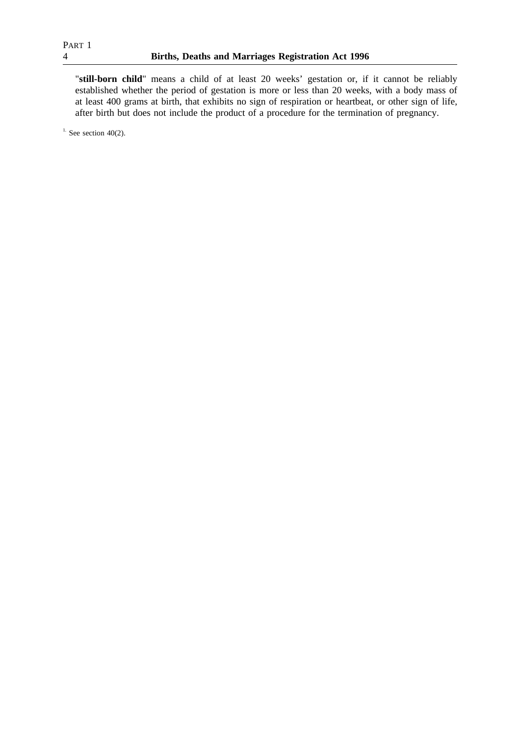"**still-born child**" means a child of at least 20 weeks' gestation or, if it cannot be reliably established whether the period of gestation is more or less than 20 weeks, with a body mass of at least 400 grams at birth, that exhibits no sign of respiration or heartbeat, or other sign of life, after birth but does not include the product of a procedure for the termination of pregnancy.

[1.] See section 40(2).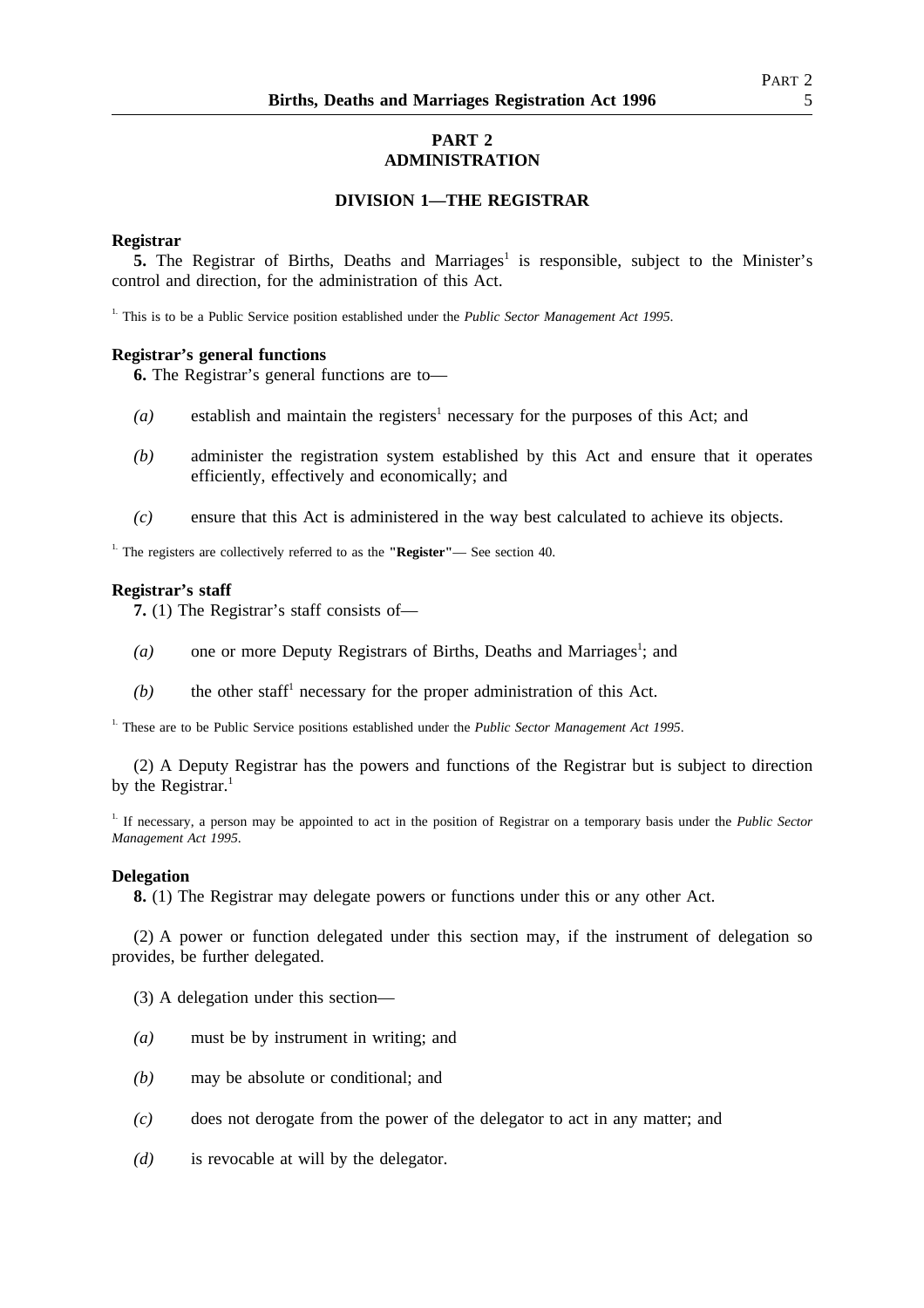# PART 2
# ADMINISTRATION

## DIVISION 1—THE REGISTRAR

**Registrar**

**5.** The Registrar of Births, Deaths and Marriages[1] is responsible, subject to the Minister's control and direction, for the administration of this Act.

[1.] This is to be a Public Service position established under the *Public Sector Management Act 1995*.

**Registrar's general functions**

**6.** The Registrar's general functions are to—

*(a)* establish and maintain the registers[1] necessary for the purposes of this Act; and

*(b)* administer the registration system established by this Act and ensure that it operates efficiently, effectively and economically; and

*(c)* ensure that this Act is administered in the way best calculated to achieve its objects.

[1.] The registers are collectively referred to as the **"Register"**— See section 40.

**Registrar's staff**

**7.** (1) The Registrar's staff consists of—

*(a)* one or more Deputy Registrars of Births, Deaths and Marriages[1]; and

*(b)* the other staff[1] necessary for the proper administration of this Act.

[1.] These are to be Public Service positions established under the *Public Sector Management Act 1995*.

(2) A Deputy Registrar has the powers and functions of the Registrar but is subject to direction by the Registrar.[1]

[1.] If necessary, a person may be appointed to act in the position of Registrar on a temporary basis under the *Public Sector Management Act 1995*.

**Delegation**

**8.** (1) The Registrar may delegate powers or functions under this or any other Act.

(2) A power or function delegated under this section may, if the instrument of delegation so provides, be further delegated.

(3) A delegation under this section—

*(a)* must be by instrument in writing; and

*(b)* may be absolute or conditional; and

*(c)* does not derogate from the power of the delegator to act in any matter; and

*(d)* is revocable at will by the delegator.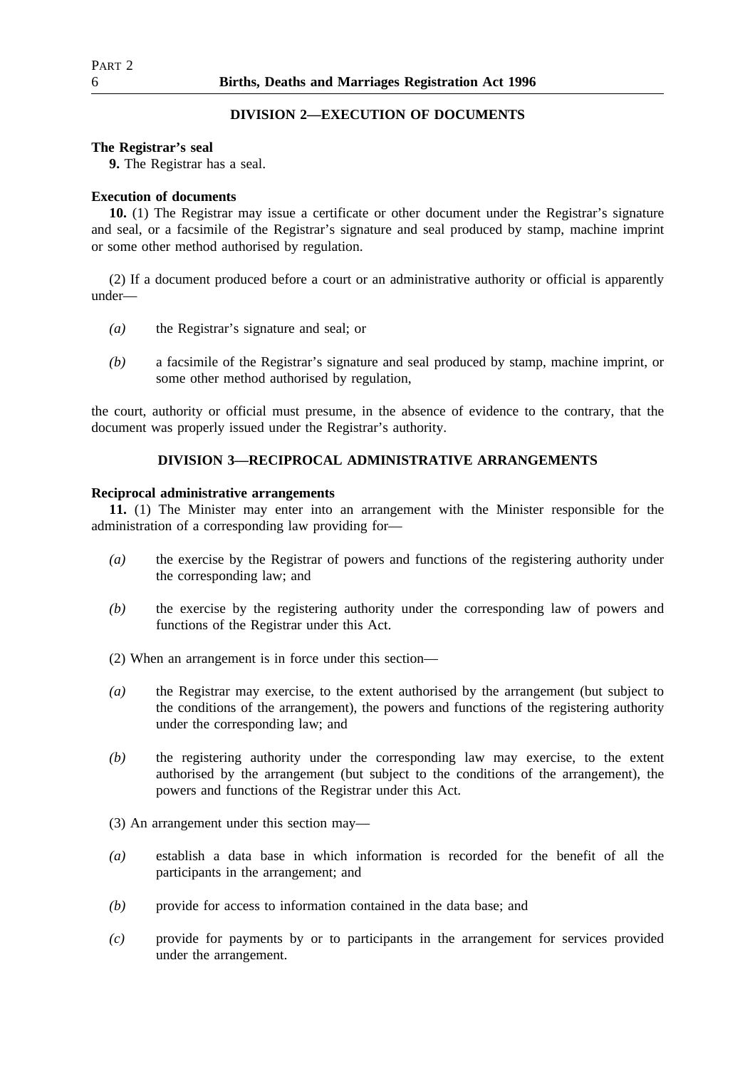## DIVISION 2—EXECUTION OF DOCUMENTS

**The Registrar's seal**

**9.** The Registrar has a seal.

**Execution of documents**

**10.** (1) The Registrar may issue a certificate or other document under the Registrar's signature and seal, or a facsimile of the Registrar's signature and seal produced by stamp, machine imprint or some other method authorised by regulation.

(2) If a document produced before a court or an administrative authority or official is apparently under—

*(a)* the Registrar's signature and seal; or

*(b)* a facsimile of the Registrar's signature and seal produced by stamp, machine imprint, or some other method authorised by regulation,

the court, authority or official must presume, in the absence of evidence to the contrary, that the document was properly issued under the Registrar's authority.

## DIVISION 3—RECIPROCAL ADMINISTRATIVE ARRANGEMENTS

**Reciprocal administrative arrangements**

**11.** (1) The Minister may enter into an arrangement with the Minister responsible for the administration of a corresponding law providing for—

*(a)* the exercise by the Registrar of powers and functions of the registering authority under the corresponding law; and

*(b)* the exercise by the registering authority under the corresponding law of powers and functions of the Registrar under this Act.

(2) When an arrangement is in force under this section—

*(a)* the Registrar may exercise, to the extent authorised by the arrangement (but subject to the conditions of the arrangement), the powers and functions of the registering authority under the corresponding law; and

*(b)* the registering authority under the corresponding law may exercise, to the extent authorised by the arrangement (but subject to the conditions of the arrangement), the powers and functions of the Registrar under this Act.

(3) An arrangement under this section may—

*(a)* establish a data base in which information is recorded for the benefit of all the participants in the arrangement; and

*(b)* provide for access to information contained in the data base; and

*(c)* provide for payments by or to participants in the arrangement for services provided under the arrangement.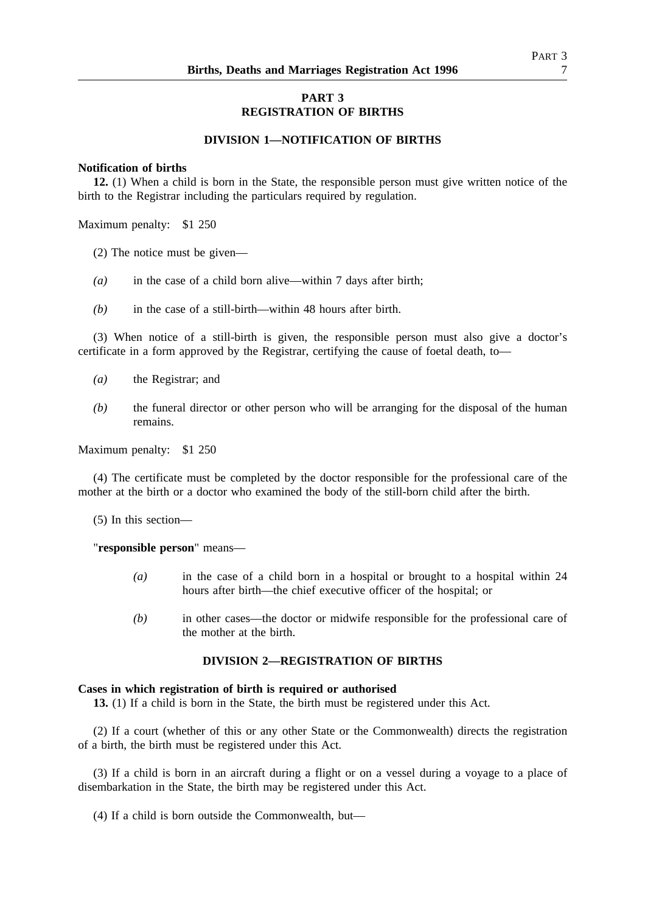## PART 3
## REGISTRATION OF BIRTHS

### DIVISION 1—NOTIFICATION OF BIRTHS

**Notification of births**

**12.** (1) When a child is born in the State, the responsible person must give written notice of the birth to the Registrar including the particulars required by regulation.

Maximum penalty: $1 250

(2) The notice must be given—

*(a)* in the case of a child born alive—within 7 days after birth;

*(b)* in the case of a still-birth—within 48 hours after birth.

(3) When notice of a still-birth is given, the responsible person must also give a doctor's certificate in a form approved by the Registrar, certifying the cause of foetal death, to—

*(a)* the Registrar; and

*(b)* the funeral director or other person who will be arranging for the disposal of the human remains.

Maximum penalty: $1 250

(4) The certificate must be completed by the doctor responsible for the professional care of the mother at the birth or a doctor who examined the body of the still-born child after the birth.

(5) In this section—

"**responsible person**" means—

*(a)* in the case of a child born in a hospital or brought to a hospital within 24 hours after birth—the chief executive officer of the hospital; or

*(b)* in other cases—the doctor or midwife responsible for the professional care of the mother at the birth.

### DIVISION 2—REGISTRATION OF BIRTHS

**Cases in which registration of birth is required or authorised**

**13.** (1) If a child is born in the State, the birth must be registered under this Act.

(2) If a court (whether of this or any other State or the Commonwealth) directs the registration of a birth, the birth must be registered under this Act.

(3) If a child is born in an aircraft during a flight or on a vessel during a voyage to a place of disembarkation in the State, the birth may be registered under this Act.

(4) If a child is born outside the Commonwealth, but—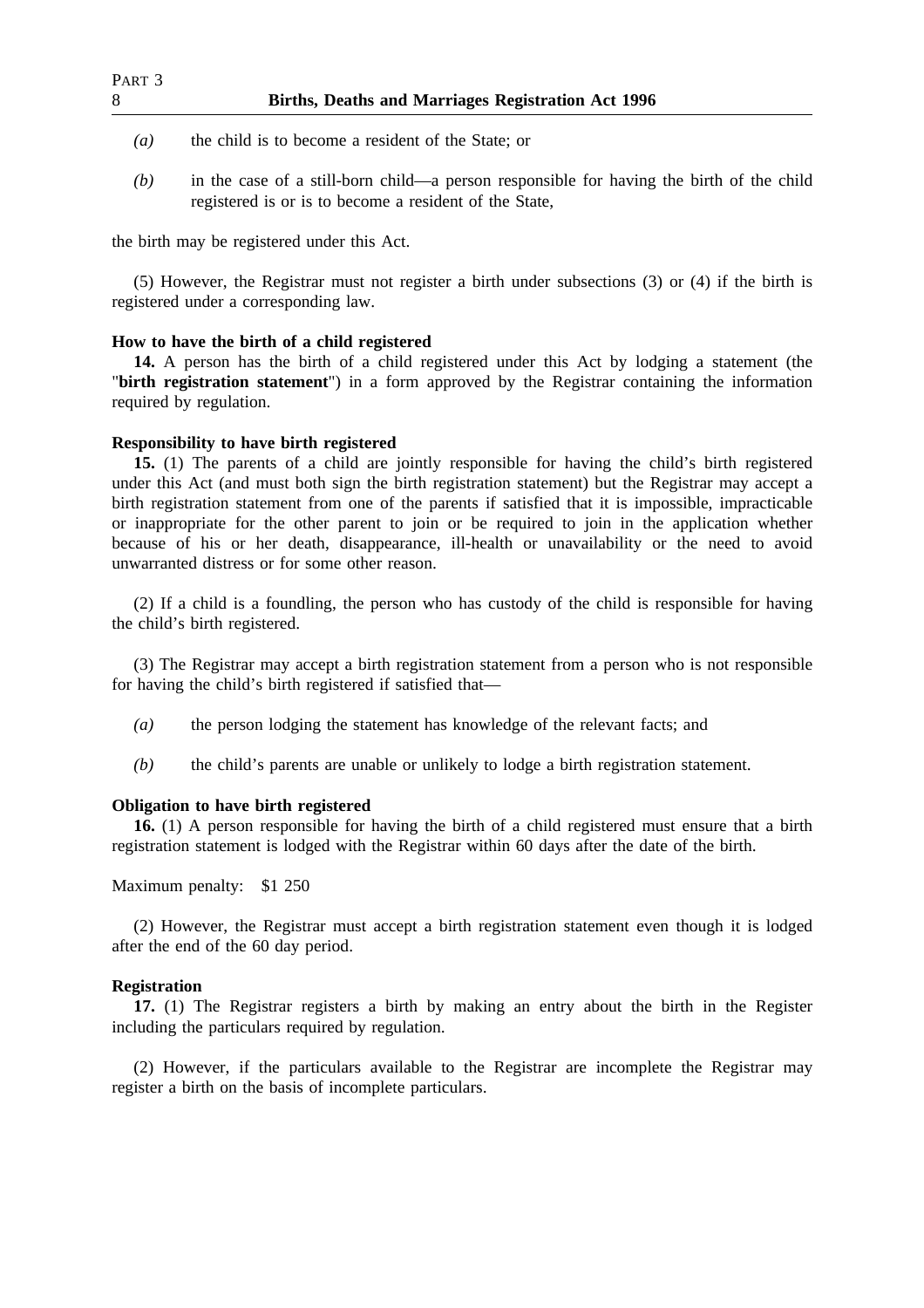*(a)* the child is to become a resident of the State; or

*(b)* in the case of a still-born child—a person responsible for having the birth of the child registered is or is to become a resident of the State,

the birth may be registered under this Act.

(5) However, the Registrar must not register a birth under subsections (3) or (4) if the birth is registered under a corresponding law.

**How to have the birth of a child registered**

**14.** A person has the birth of a child registered under this Act by lodging a statement (the "**birth registration statement**") in a form approved by the Registrar containing the information required by regulation.

**Responsibility to have birth registered**

**15.** (1) The parents of a child are jointly responsible for having the child's birth registered under this Act (and must both sign the birth registration statement) but the Registrar may accept a birth registration statement from one of the parents if satisfied that it is impossible, impracticable or inappropriate for the other parent to join or be required to join in the application whether because of his or her death, disappearance, ill-health or unavailability or the need to avoid unwarranted distress or for some other reason.

(2) If a child is a foundling, the person who has custody of the child is responsible for having the child's birth registered.

(3) The Registrar may accept a birth registration statement from a person who is not responsible for having the child's birth registered if satisfied that—

*(a)* the person lodging the statement has knowledge of the relevant facts; and

*(b)* the child's parents are unable or unlikely to lodge a birth registration statement.

**Obligation to have birth registered**

**16.** (1) A person responsible for having the birth of a child registered must ensure that a birth registration statement is lodged with the Registrar within 60 days after the date of the birth.

Maximum penalty: $1 250

(2) However, the Registrar must accept a birth registration statement even though it is lodged after the end of the 60 day period.

**Registration**

**17.** (1) The Registrar registers a birth by making an entry about the birth in the Register including the particulars required by regulation.

(2) However, if the particulars available to the Registrar are incomplete the Registrar may register a birth on the basis of incomplete particulars.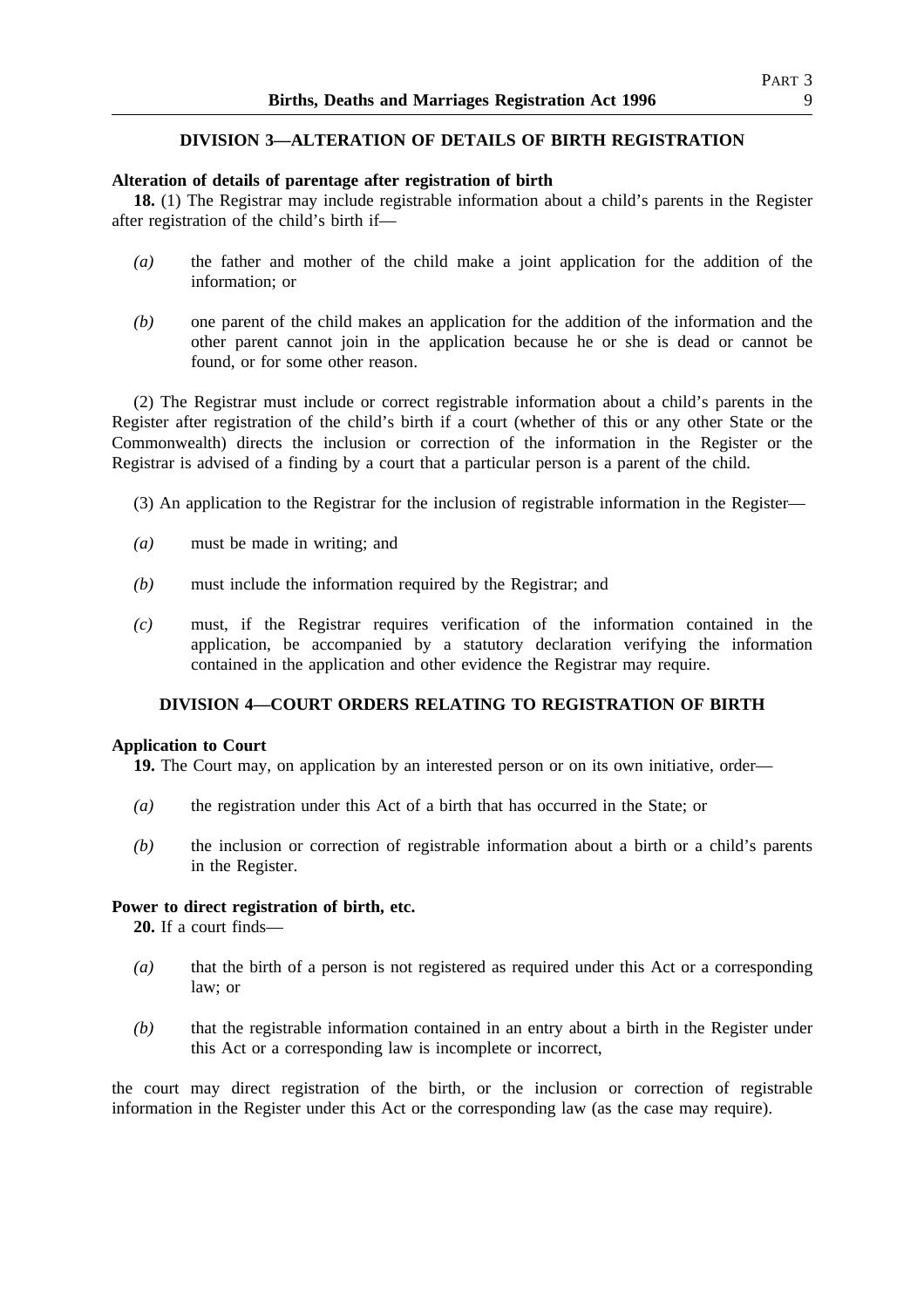## DIVISION 3—ALTERATION OF DETAILS OF BIRTH REGISTRATION

**Alteration of details of parentage after registration of birth**

**18.** (1) The Registrar may include registrable information about a child's parents in the Register after registration of the child's birth if—

*(a)* the father and mother of the child make a joint application for the addition of the information; or

*(b)* one parent of the child makes an application for the addition of the information and the other parent cannot join in the application because he or she is dead or cannot be found, or for some other reason.

(2) The Registrar must include or correct registrable information about a child's parents in the Register after registration of the child's birth if a court (whether of this or any other State or the Commonwealth) directs the inclusion or correction of the information in the Register or the Registrar is advised of a finding by a court that a particular person is a parent of the child.

(3) An application to the Registrar for the inclusion of registrable information in the Register—

*(a)* must be made in writing; and

*(b)* must include the information required by the Registrar; and

*(c)* must, if the Registrar requires verification of the information contained in the application, be accompanied by a statutory declaration verifying the information contained in the application and other evidence the Registrar may require.

## DIVISION 4—COURT ORDERS RELATING TO REGISTRATION OF BIRTH

**Application to Court**

**19.** The Court may, on application by an interested person or on its own initiative, order—

*(a)* the registration under this Act of a birth that has occurred in the State; or

*(b)* the inclusion or correction of registrable information about a birth or a child's parents in the Register.

**Power to direct registration of birth, etc.**

**20.** If a court finds—

*(a)* that the birth of a person is not registered as required under this Act or a corresponding law; or

*(b)* that the registrable information contained in an entry about a birth in the Register under this Act or a corresponding law is incomplete or incorrect,

the court may direct registration of the birth, or the inclusion or correction of registrable information in the Register under this Act or the corresponding law (as the case may require).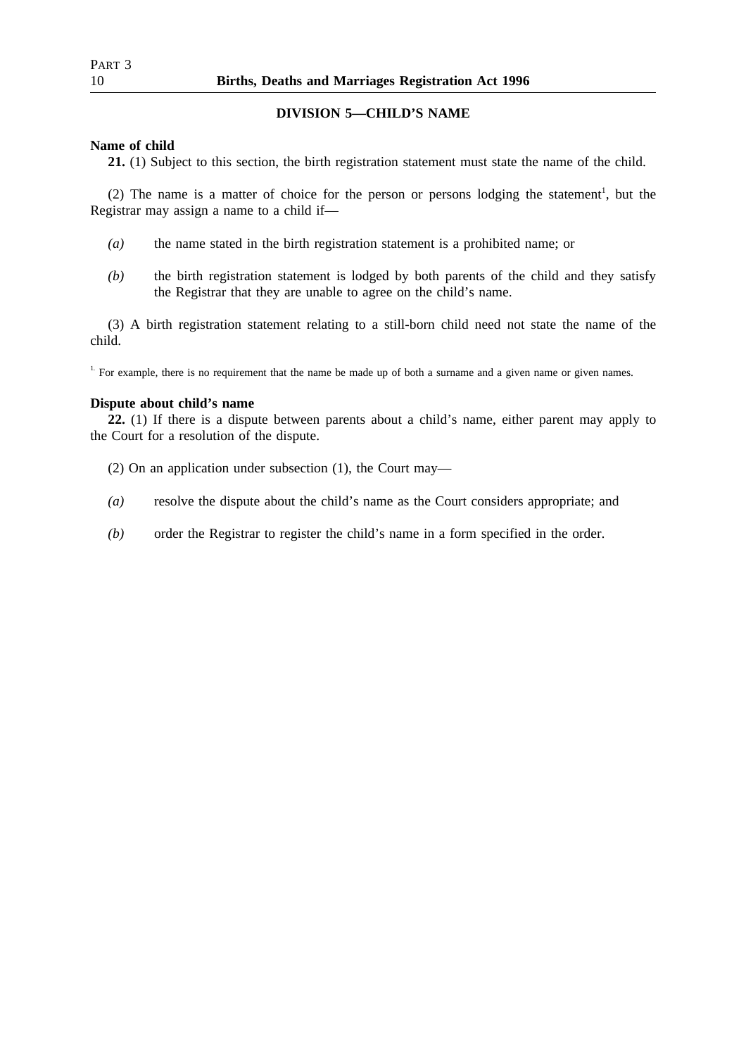## DIVISION 5—CHILD'S NAME

**Name of child**

**21.** (1) Subject to this section, the birth registration statement must state the name of the child.

(2) The name is a matter of choice for the person or persons lodging the statement[1], but the Registrar may assign a name to a child if—

*(a)* the name stated in the birth registration statement is a prohibited name; or

*(b)* the birth registration statement is lodged by both parents of the child and they satisfy the Registrar that they are unable to agree on the child's name.

(3) A birth registration statement relating to a still-born child need not state the name of the child.

[1] For example, there is no requirement that the name be made up of both a surname and a given name or given names.

**Dispute about child's name**

**22.** (1) If there is a dispute between parents about a child's name, either parent may apply to the Court for a resolution of the dispute.

(2) On an application under subsection (1), the Court may—

*(a)* resolve the dispute about the child's name as the Court considers appropriate; and

*(b)* order the Registrar to register the child's name in a form specified in the order.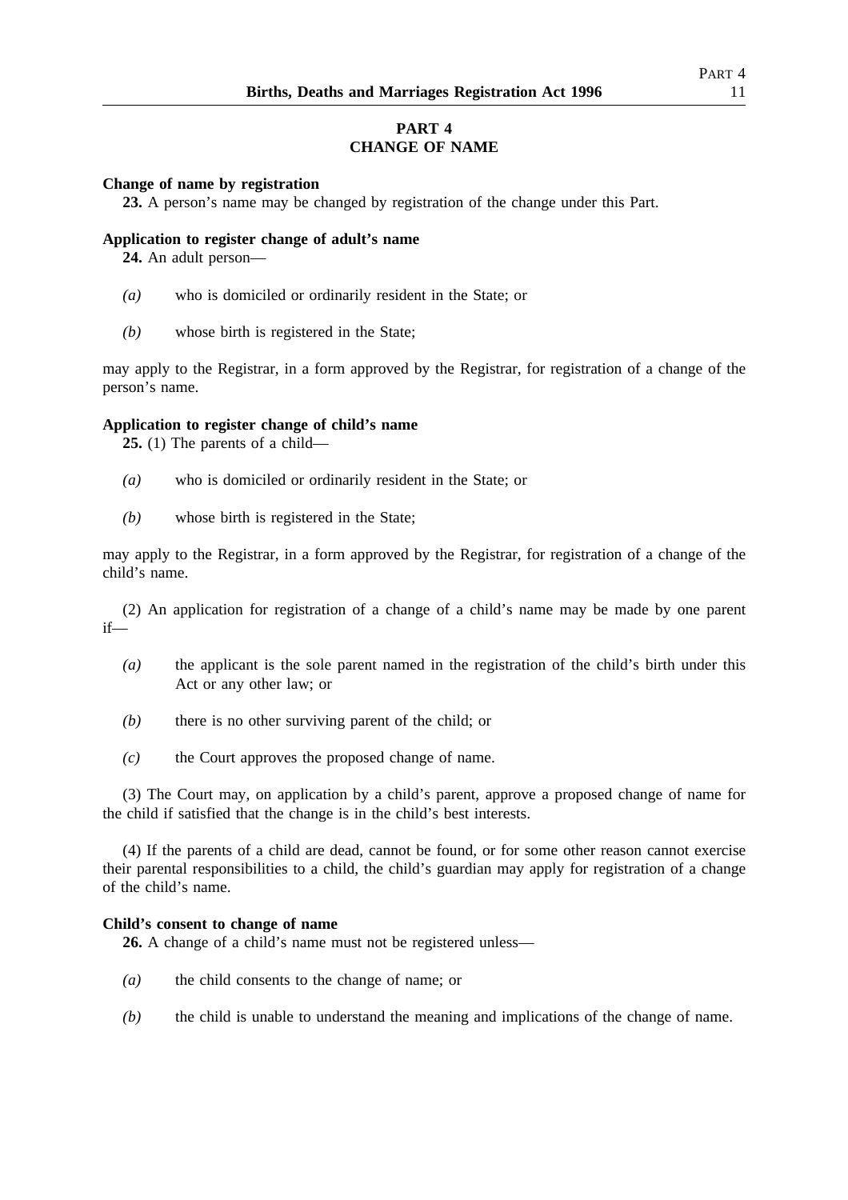## PART 4
## CHANGE OF NAME

**Change of name by registration**

**23.** A person's name may be changed by registration of the change under this Part.

**Application to register change of adult's name**

**24.** An adult person—

*(a)* who is domiciled or ordinarily resident in the State; or

*(b)* whose birth is registered in the State;

may apply to the Registrar, in a form approved by the Registrar, for registration of a change of the person's name.

**Application to register change of child's name**

**25.** (1) The parents of a child—

*(a)* who is domiciled or ordinarily resident in the State; or

*(b)* whose birth is registered in the State;

may apply to the Registrar, in a form approved by the Registrar, for registration of a change of the child's name.

(2) An application for registration of a change of a child's name may be made by one parent if—

*(a)* the applicant is the sole parent named in the registration of the child's birth under this Act or any other law; or

*(b)* there is no other surviving parent of the child; or

*(c)* the Court approves the proposed change of name.

(3) The Court may, on application by a child's parent, approve a proposed change of name for the child if satisfied that the change is in the child's best interests.

(4) If the parents of a child are dead, cannot be found, or for some other reason cannot exercise their parental responsibilities to a child, the child's guardian may apply for registration of a change of the child's name.

**Child's consent to change of name**

**26.** A change of a child's name must not be registered unless—

*(a)* the child consents to the change of name; or

*(b)* the child is unable to understand the meaning and implications of the change of name.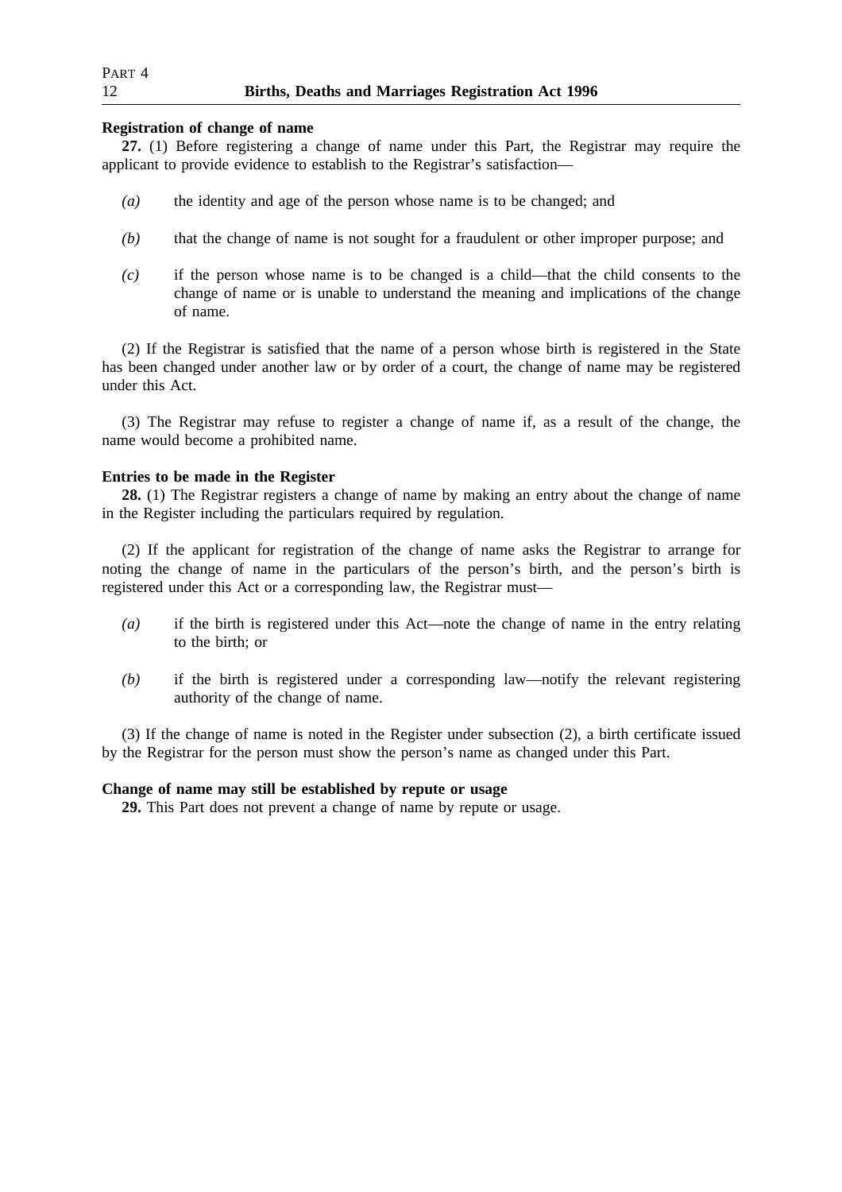**Registration of change of name**

**27.** (1) Before registering a change of name under this Part, the Registrar may require the applicant to provide evidence to establish to the Registrar's satisfaction—

*(a)* the identity and age of the person whose name is to be changed; and

*(b)* that the change of name is not sought for a fraudulent or other improper purpose; and

*(c)* if the person whose name is to be changed is a child—that the child consents to the change of name or is unable to understand the meaning and implications of the change of name.

(2) If the Registrar is satisfied that the name of a person whose birth is registered in the State has been changed under another law or by order of a court, the change of name may be registered under this Act.

(3) The Registrar may refuse to register a change of name if, as a result of the change, the name would become a prohibited name.

**Entries to be made in the Register**

**28.** (1) The Registrar registers a change of name by making an entry about the change of name in the Register including the particulars required by regulation.

(2) If the applicant for registration of the change of name asks the Registrar to arrange for noting the change of name in the particulars of the person's birth, and the person's birth is registered under this Act or a corresponding law, the Registrar must—

*(a)* if the birth is registered under this Act—note the change of name in the entry relating to the birth; or

*(b)* if the birth is registered under a corresponding law—notify the relevant registering authority of the change of name.

(3) If the change of name is noted in the Register under subsection (2), a birth certificate issued by the Registrar for the person must show the person's name as changed under this Part.

**Change of name may still be established by repute or usage**

**29.** This Part does not prevent a change of name by repute or usage.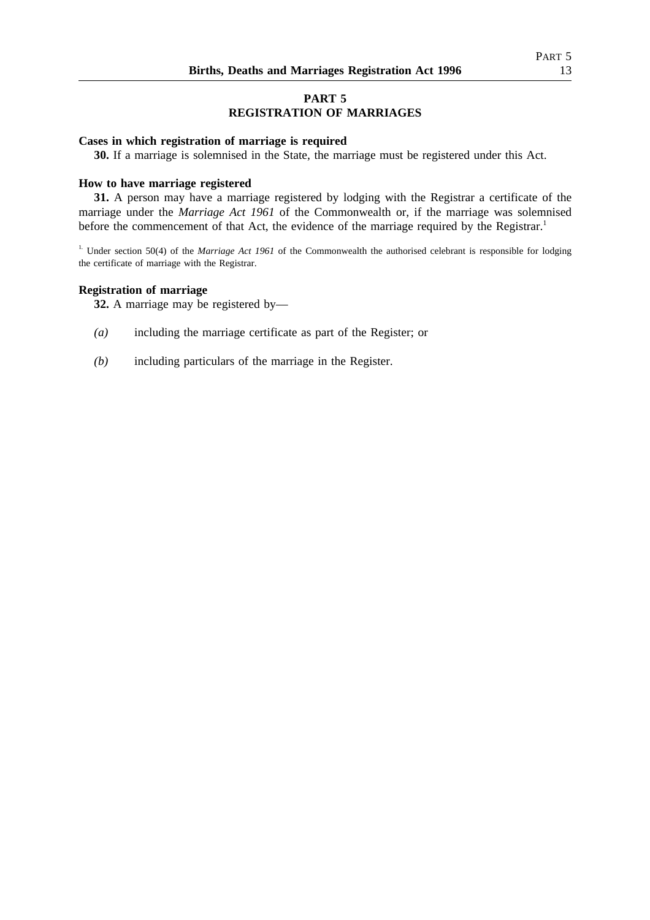# PART 5
# REGISTRATION OF MARRIAGES

**Cases in which registration of marriage is required**

**30.** If a marriage is solemnised in the State, the marriage must be registered under this Act.

**How to have marriage registered**

**31.** A person may have a marriage registered by lodging with the Registrar a certificate of the marriage under the *Marriage Act 1961* of the Commonwealth or, if the marriage was solemnised before the commencement of that Act, the evidence of the marriage required by the Registrar.[1]

[1.] Under section 50(4) of the *Marriage Act 1961* of the Commonwealth the authorised celebrant is responsible for lodging the certificate of marriage with the Registrar.

**Registration of marriage**

**32.** A marriage may be registered by—

*(a)* including the marriage certificate as part of the Register; or

*(b)* including particulars of the marriage in the Register.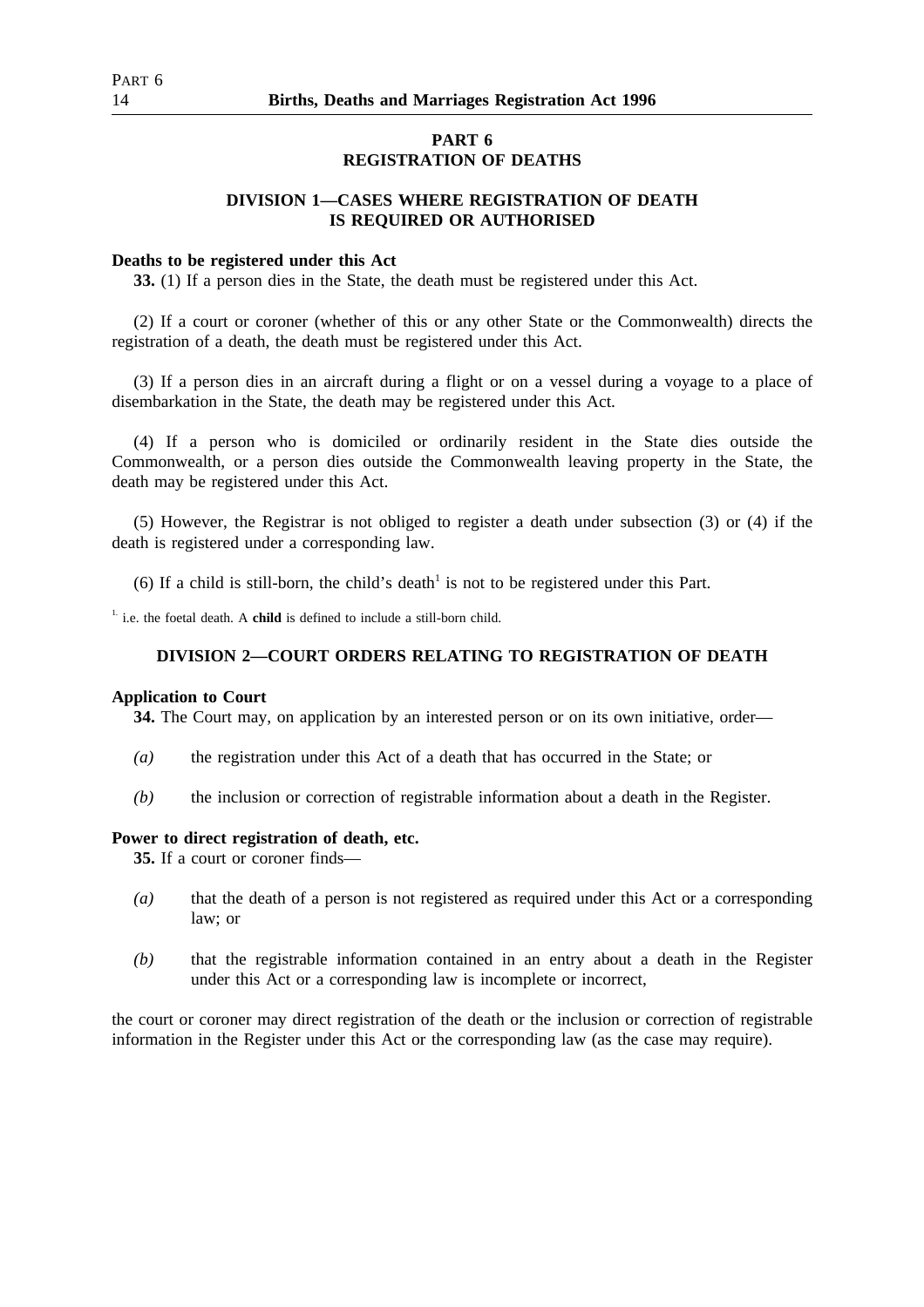## PART 6
## REGISTRATION OF DEATHS

### DIVISION 1—CASES WHERE REGISTRATION OF DEATH IS REQUIRED OR AUTHORISED

**Deaths to be registered under this Act**

**33.** (1) If a person dies in the State, the death must be registered under this Act.

(2) If a court or coroner (whether of this or any other State or the Commonwealth) directs the registration of a death, the death must be registered under this Act.

(3) If a person dies in an aircraft during a flight or on a vessel during a voyage to a place of disembarkation in the State, the death may be registered under this Act.

(4) If a person who is domiciled or ordinarily resident in the State dies outside the Commonwealth, or a person dies outside the Commonwealth leaving property in the State, the death may be registered under this Act.

(5) However, the Registrar is not obliged to register a death under subsection (3) or (4) if the death is registered under a corresponding law.

(6) If a child is still-born, the child's death[1] is not to be registered under this Part.

[1.] i.e. the foetal death. A **child** is defined to include a still-born child.

### DIVISION 2—COURT ORDERS RELATING TO REGISTRATION OF DEATH

**Application to Court**

**34.** The Court may, on application by an interested person or on its own initiative, order—

*(a)* the registration under this Act of a death that has occurred in the State; or

*(b)* the inclusion or correction of registrable information about a death in the Register.

**Power to direct registration of death, etc.**

**35.** If a court or coroner finds—

*(a)* that the death of a person is not registered as required under this Act or a corresponding law; or

*(b)* that the registrable information contained in an entry about a death in the Register under this Act or a corresponding law is incomplete or incorrect,

the court or coroner may direct registration of the death or the inclusion or correction of registrable information in the Register under this Act or the corresponding law (as the case may require).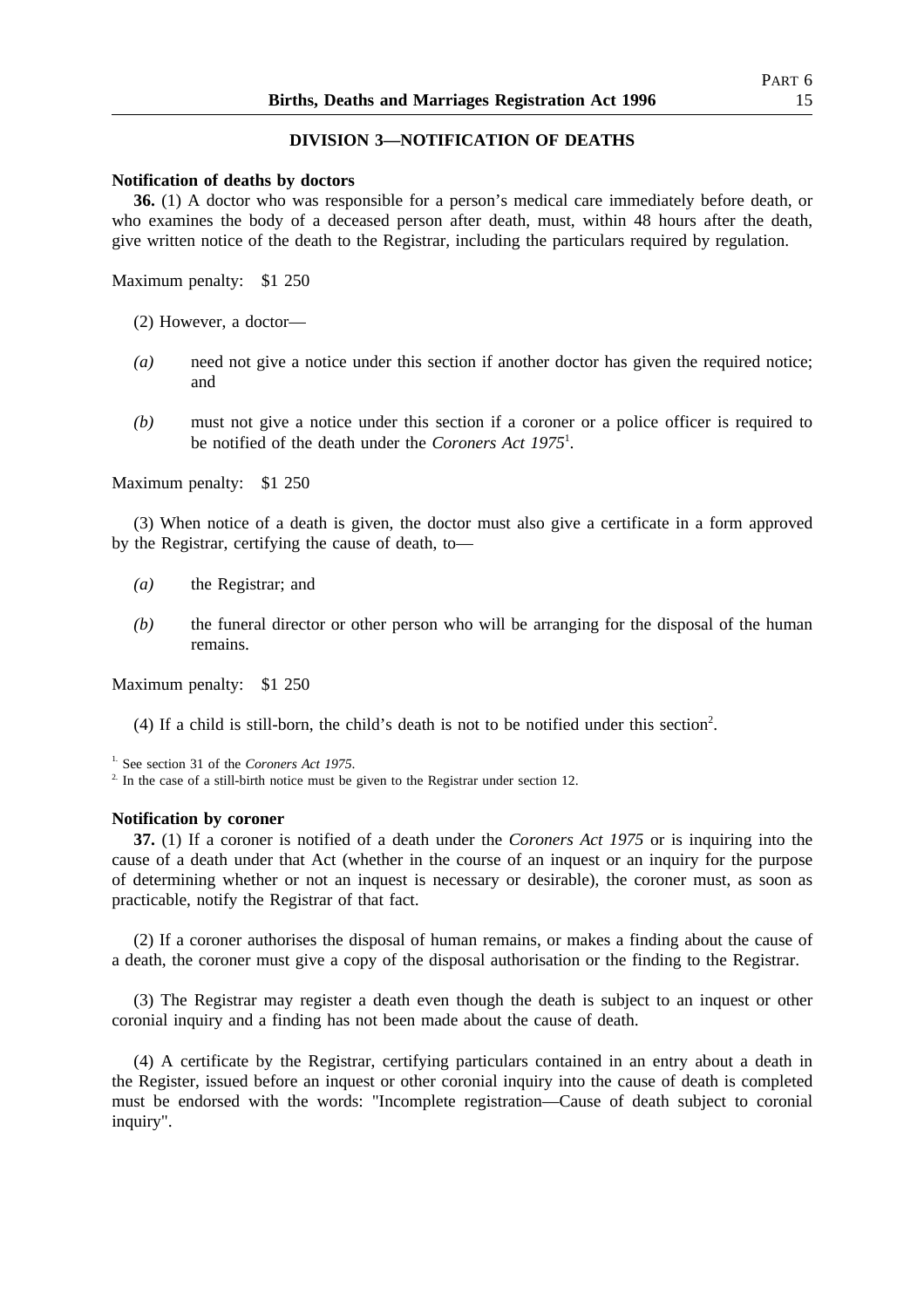## DIVISION 3—NOTIFICATION OF DEATHS

**Notification of deaths by doctors**

**36.** (1) A doctor who was responsible for a person's medical care immediately before death, or who examines the body of a deceased person after death, must, within 48 hours after the death, give written notice of the death to the Registrar, including the particulars required by regulation.

Maximum penalty: $1 250

(2) However, a doctor—

*(a)* need not give a notice under this section if another doctor has given the required notice; and

*(b)* must not give a notice under this section if a coroner or a police officer is required to be notified of the death under the *Coroners Act 1975*[1].

Maximum penalty: $1 250

(3) When notice of a death is given, the doctor must also give a certificate in a form approved by the Registrar, certifying the cause of death, to—

*(a)* the Registrar; and

*(b)* the funeral director or other person who will be arranging for the disposal of the human remains.

Maximum penalty: $1 250

(4) If a child is still-born, the child's death is not to be notified under this section[2].

[1] See section 31 of the *Coroners Act 1975*.
[2] In the case of a still-birth notice must be given to the Registrar under section 12.

**Notification by coroner**

**37.** (1) If a coroner is notified of a death under the *Coroners Act 1975* or is inquiring into the cause of a death under that Act (whether in the course of an inquest or an inquiry for the purpose of determining whether or not an inquest is necessary or desirable), the coroner must, as soon as practicable, notify the Registrar of that fact.

(2) If a coroner authorises the disposal of human remains, or makes a finding about the cause of a death, the coroner must give a copy of the disposal authorisation or the finding to the Registrar.

(3) The Registrar may register a death even though the death is subject to an inquest or other coronial inquiry and a finding has not been made about the cause of death.

(4) A certificate by the Registrar, certifying particulars contained in an entry about a death in the Register, issued before an inquest or other coronial inquiry into the cause of death is completed must be endorsed with the words: "Incomplete registration—Cause of death subject to coronial inquiry".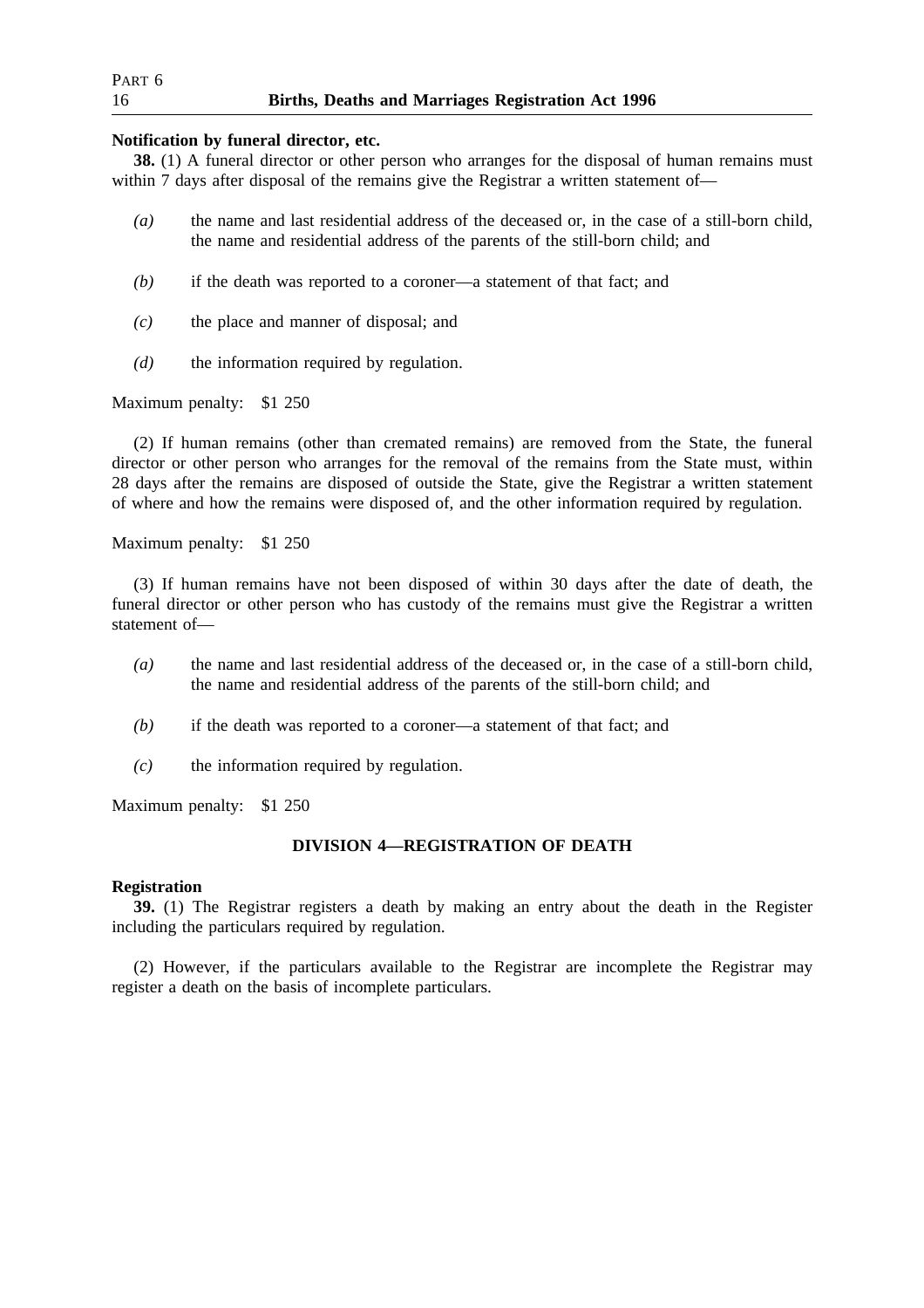**Notification by funeral director, etc.**

**38.** (1) A funeral director or other person who arranges for the disposal of human remains must within 7 days after disposal of the remains give the Registrar a written statement of—

*(a)* the name and last residential address of the deceased or, in the case of a still-born child, the name and residential address of the parents of the still-born child; and

*(b)* if the death was reported to a coroner—a statement of that fact; and

*(c)* the place and manner of disposal; and

*(d)* the information required by regulation.

Maximum penalty: $1 250

(2) If human remains (other than cremated remains) are removed from the State, the funeral director or other person who arranges for the removal of the remains from the State must, within 28 days after the remains are disposed of outside the State, give the Registrar a written statement of where and how the remains were disposed of, and the other information required by regulation.

Maximum penalty: $1 250

(3) If human remains have not been disposed of within 30 days after the date of death, the funeral director or other person who has custody of the remains must give the Registrar a written statement of—

*(a)* the name and last residential address of the deceased or, in the case of a still-born child, the name and residential address of the parents of the still-born child; and

*(b)* if the death was reported to a coroner—a statement of that fact; and

*(c)* the information required by regulation.

Maximum penalty: $1 250

## DIVISION 4—REGISTRATION OF DEATH

**Registration**

**39.** (1) The Registrar registers a death by making an entry about the death in the Register including the particulars required by regulation.

(2) However, if the particulars available to the Registrar are incomplete the Registrar may register a death on the basis of incomplete particulars.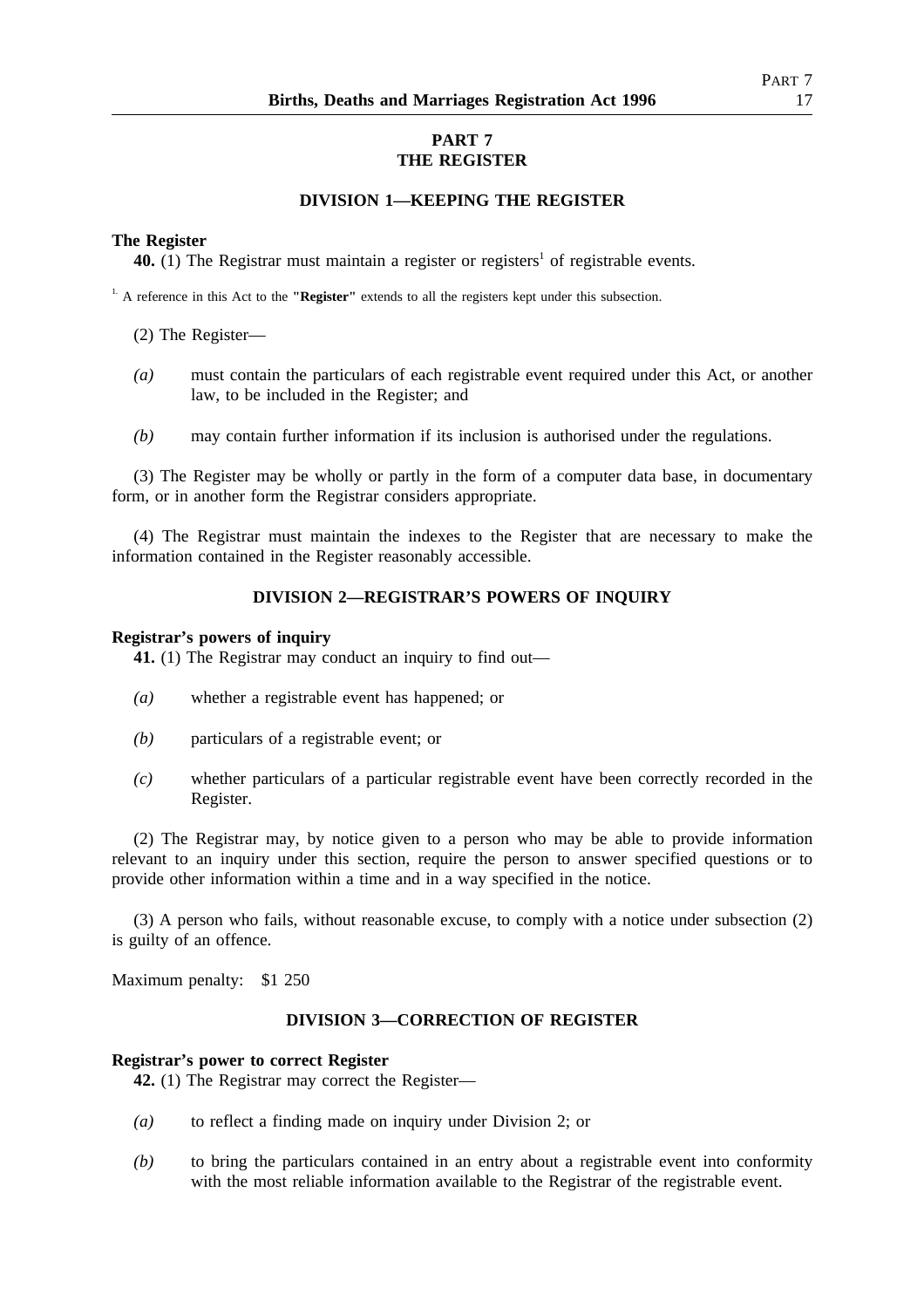# PART 7
# THE REGISTER

## DIVISION 1—KEEPING THE REGISTER

**The Register**

**40.** (1) The Registrar must maintain a register or registers[1] of registrable events.

[1] A reference in this Act to the **"Register"** extends to all the registers kept under this subsection.

(2) The Register—

*(a)* must contain the particulars of each registrable event required under this Act, or another law, to be included in the Register; and

*(b)* may contain further information if its inclusion is authorised under the regulations.

(3) The Register may be wholly or partly in the form of a computer data base, in documentary form, or in another form the Registrar considers appropriate.

(4) The Registrar must maintain the indexes to the Register that are necessary to make the information contained in the Register reasonably accessible.

## DIVISION 2—REGISTRAR'S POWERS OF INQUIRY

**Registrar's powers of inquiry**

**41.** (1) The Registrar may conduct an inquiry to find out—

*(a)* whether a registrable event has happened; or

*(b)* particulars of a registrable event; or

*(c)* whether particulars of a particular registrable event have been correctly recorded in the Register.

(2) The Registrar may, by notice given to a person who may be able to provide information relevant to an inquiry under this section, require the person to answer specified questions or to provide other information within a time and in a way specified in the notice.

(3) A person who fails, without reasonable excuse, to comply with a notice under subsection (2) is guilty of an offence.

Maximum penalty: $1 250

## DIVISION 3—CORRECTION OF REGISTER

**Registrar's power to correct Register**

**42.** (1) The Registrar may correct the Register—

*(a)* to reflect a finding made on inquiry under Division 2; or

*(b)* to bring the particulars contained in an entry about a registrable event into conformity with the most reliable information available to the Registrar of the registrable event.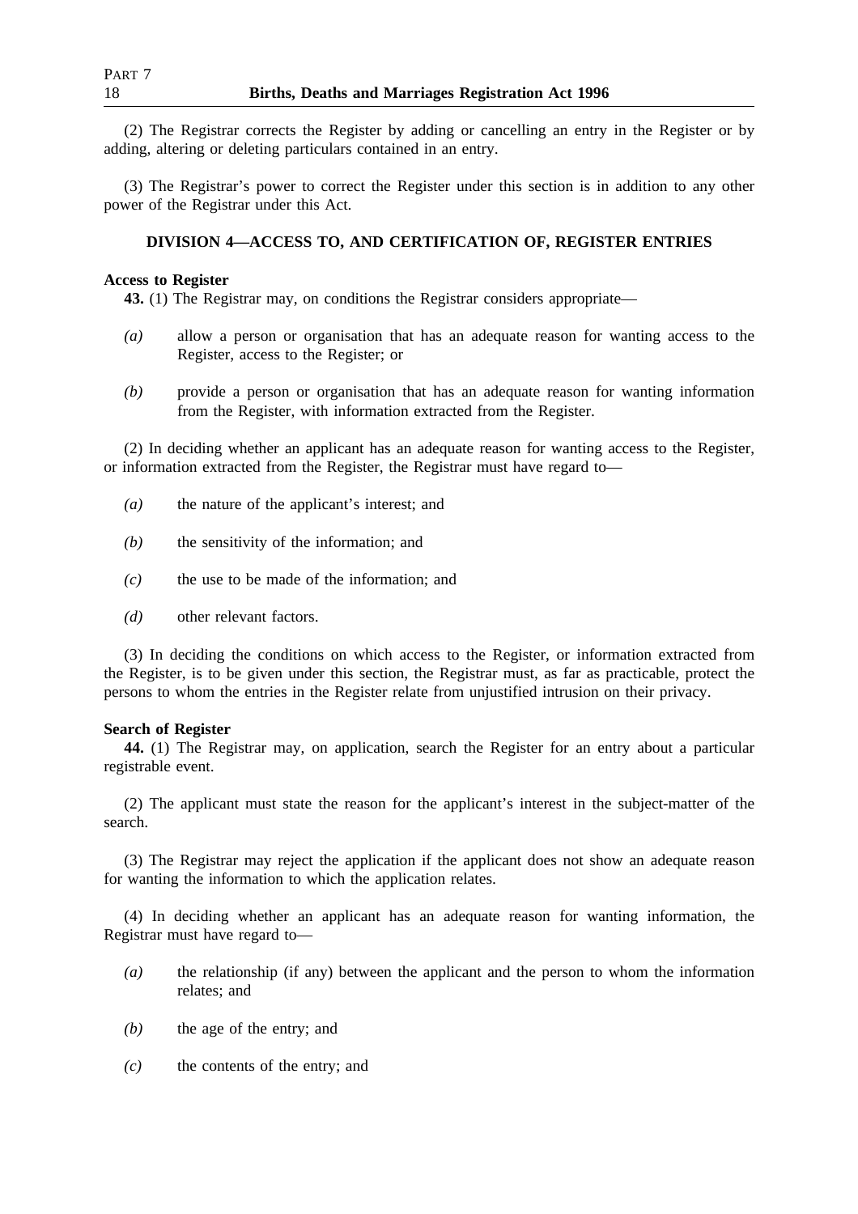(2) The Registrar corrects the Register by adding or cancelling an entry in the Register or by adding, altering or deleting particulars contained in an entry.

(3) The Registrar's power to correct the Register under this section is in addition to any other power of the Registrar under this Act.

## DIVISION 4—ACCESS TO, AND CERTIFICATION OF, REGISTER ENTRIES

**Access to Register**

**43.** (1) The Registrar may, on conditions the Registrar considers appropriate—

*(a)* allow a person or organisation that has an adequate reason for wanting access to the Register, access to the Register; or

*(b)* provide a person or organisation that has an adequate reason for wanting information from the Register, with information extracted from the Register.

(2) In deciding whether an applicant has an adequate reason for wanting access to the Register, or information extracted from the Register, the Registrar must have regard to—

*(a)* the nature of the applicant's interest; and

*(b)* the sensitivity of the information; and

*(c)* the use to be made of the information; and

*(d)* other relevant factors.

(3) In deciding the conditions on which access to the Register, or information extracted from the Register, is to be given under this section, the Registrar must, as far as practicable, protect the persons to whom the entries in the Register relate from unjustified intrusion on their privacy.

**Search of Register**

**44.** (1) The Registrar may, on application, search the Register for an entry about a particular registrable event.

(2) The applicant must state the reason for the applicant's interest in the subject-matter of the search.

(3) The Registrar may reject the application if the applicant does not show an adequate reason for wanting the information to which the application relates.

(4) In deciding whether an applicant has an adequate reason for wanting information, the Registrar must have regard to—

*(a)* the relationship (if any) between the applicant and the person to whom the information relates; and

*(b)* the age of the entry; and

*(c)* the contents of the entry; and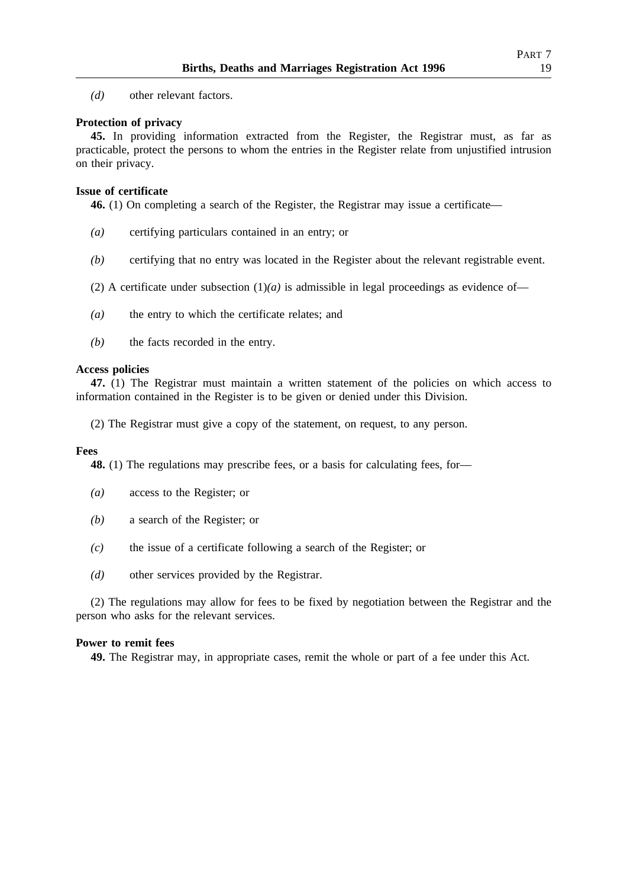*(d)* other relevant factors.

**Protection of privacy**

**45.** In providing information extracted from the Register, the Registrar must, as far as practicable, protect the persons to whom the entries in the Register relate from unjustified intrusion on their privacy.

**Issue of certificate**

**46.** (1) On completing a search of the Register, the Registrar may issue a certificate—

*(a)* certifying particulars contained in an entry; or

*(b)* certifying that no entry was located in the Register about the relevant registrable event.

(2) A certificate under subsection (1)*(a)* is admissible in legal proceedings as evidence of—

*(a)* the entry to which the certificate relates; and

*(b)* the facts recorded in the entry.

**Access policies**

**47.** (1) The Registrar must maintain a written statement of the policies on which access to information contained in the Register is to be given or denied under this Division.

(2) The Registrar must give a copy of the statement, on request, to any person.

**Fees**

**48.** (1) The regulations may prescribe fees, or a basis for calculating fees, for—

*(a)* access to the Register; or

*(b)* a search of the Register; or

*(c)* the issue of a certificate following a search of the Register; or

*(d)* other services provided by the Registrar.

(2) The regulations may allow for fees to be fixed by negotiation between the Registrar and the person who asks for the relevant services.

**Power to remit fees**

**49.** The Registrar may, in appropriate cases, remit the whole or part of a fee under this Act.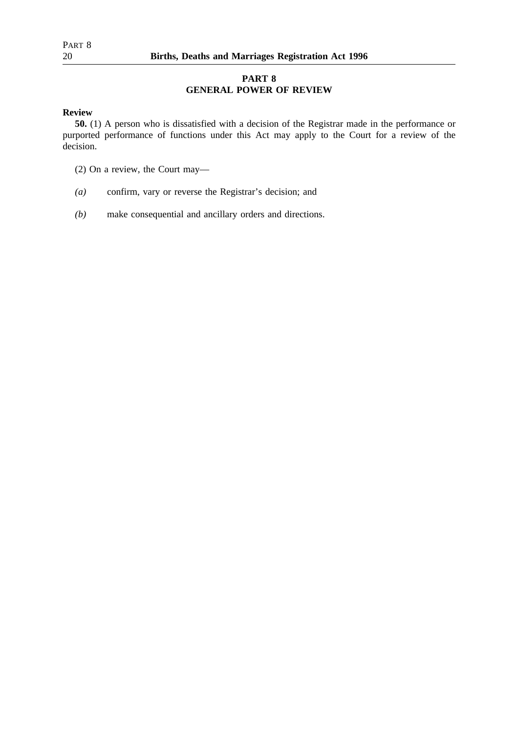## PART 8
## GENERAL POWER OF REVIEW

**Review**

**50.** (1) A person who is dissatisfied with a decision of the Registrar made in the performance or purported performance of functions under this Act may apply to the Court for a review of the decision.

(2) On a review, the Court may—

*(a)* confirm, vary or reverse the Registrar's decision; and

*(b)* make consequential and ancillary orders and directions.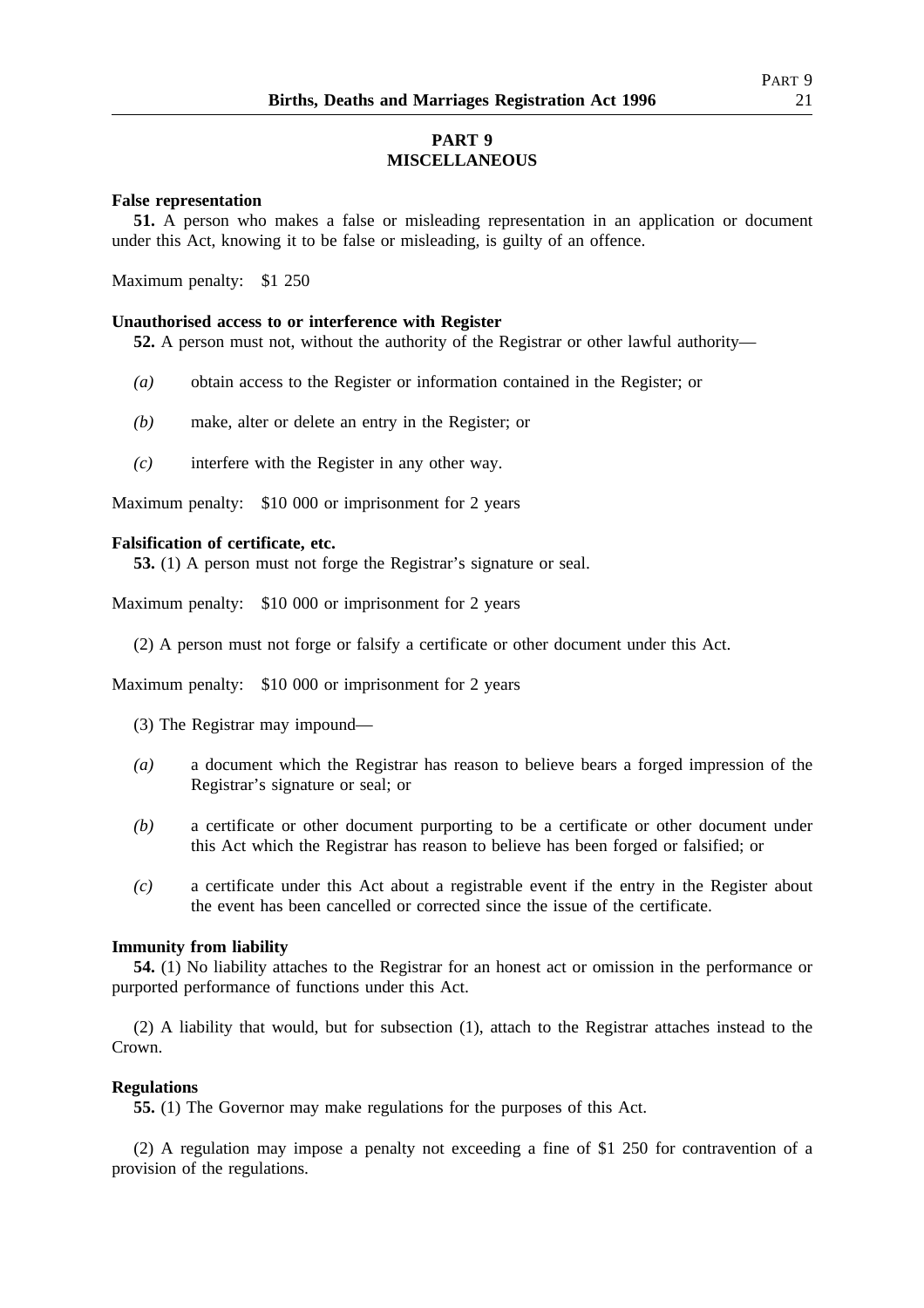## PART 9
## MISCELLANEOUS

**False representation**

**51.** A person who makes a false or misleading representation in an application or document under this Act, knowing it to be false or misleading, is guilty of an offence.

Maximum penalty: $1 250

**Unauthorised access to or interference with Register**

**52.** A person must not, without the authority of the Registrar or other lawful authority—

*(a)* obtain access to the Register or information contained in the Register; or

*(b)* make, alter or delete an entry in the Register; or

*(c)* interfere with the Register in any other way.

Maximum penalty: $10 000 or imprisonment for 2 years

**Falsification of certificate, etc.**

**53.** (1) A person must not forge the Registrar's signature or seal.

Maximum penalty: $10 000 or imprisonment for 2 years

(2) A person must not forge or falsify a certificate or other document under this Act.

Maximum penalty: $10 000 or imprisonment for 2 years

(3) The Registrar may impound—

*(a)* a document which the Registrar has reason to believe bears a forged impression of the Registrar's signature or seal; or

*(b)* a certificate or other document purporting to be a certificate or other document under this Act which the Registrar has reason to believe has been forged or falsified; or

*(c)* a certificate under this Act about a registrable event if the entry in the Register about the event has been cancelled or corrected since the issue of the certificate.

**Immunity from liability**

**54.** (1) No liability attaches to the Registrar for an honest act or omission in the performance or purported performance of functions under this Act.

(2) A liability that would, but for subsection (1), attach to the Registrar attaches instead to the Crown.

**Regulations**

**55.** (1) The Governor may make regulations for the purposes of this Act.

(2) A regulation may impose a penalty not exceeding a fine of $1 250 for contravention of a provision of the regulations.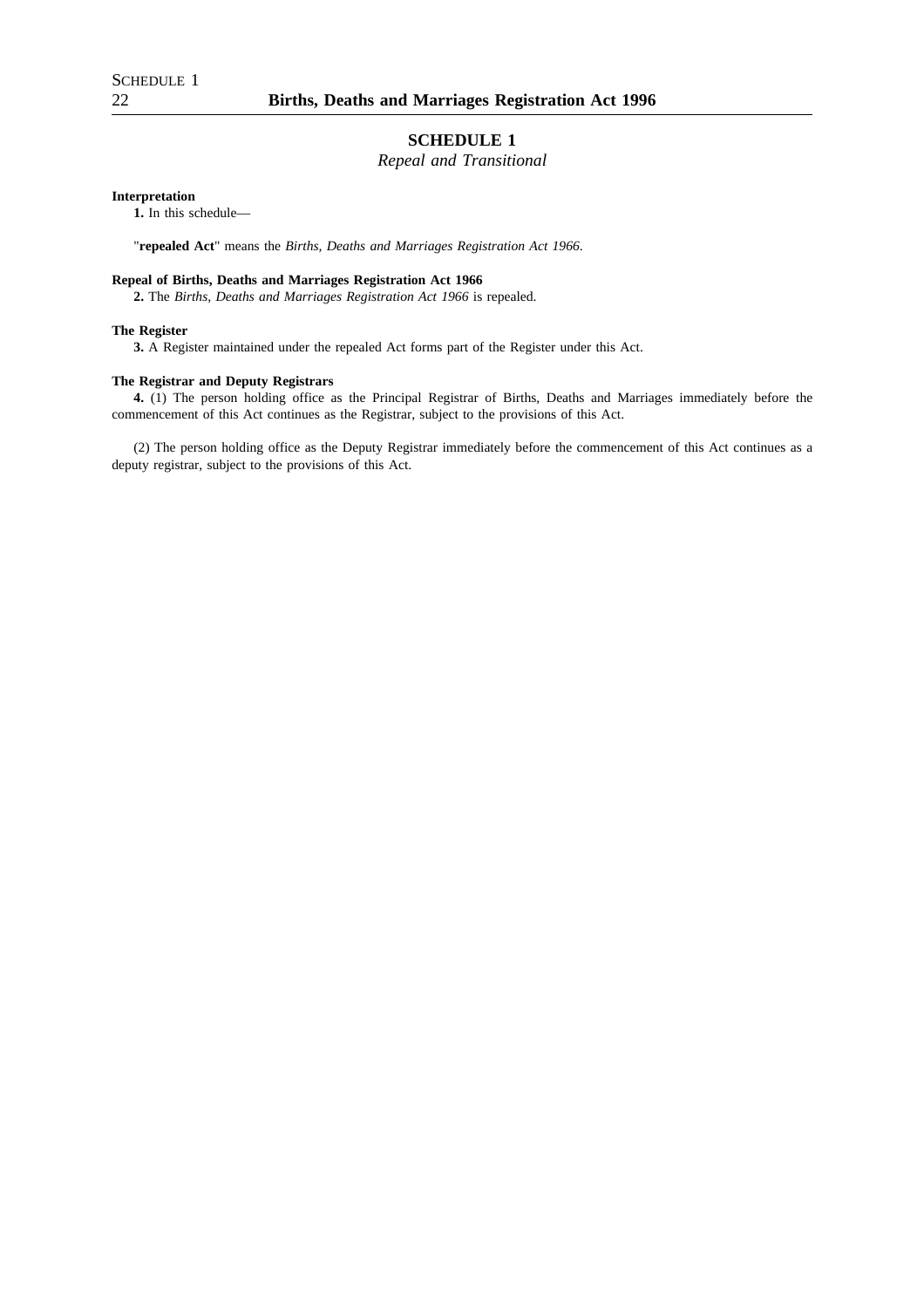## SCHEDULE 1

*Repeal and Transitional*

**Interpretation**

**1.** In this schedule—

"**repealed Act**" means the *Births, Deaths and Marriages Registration Act 1966*.

**Repeal of Births, Deaths and Marriages Registration Act 1966**

**2.** The *Births, Deaths and Marriages Registration Act 1966* is repealed.

**The Register**

**3.** A Register maintained under the repealed Act forms part of the Register under this Act.

**The Registrar and Deputy Registrars**

**4.** (1) The person holding office as the Principal Registrar of Births, Deaths and Marriages immediately before the commencement of this Act continues as the Registrar, subject to the provisions of this Act.

(2) The person holding office as the Deputy Registrar immediately before the commencement of this Act continues as a deputy registrar, subject to the provisions of this Act.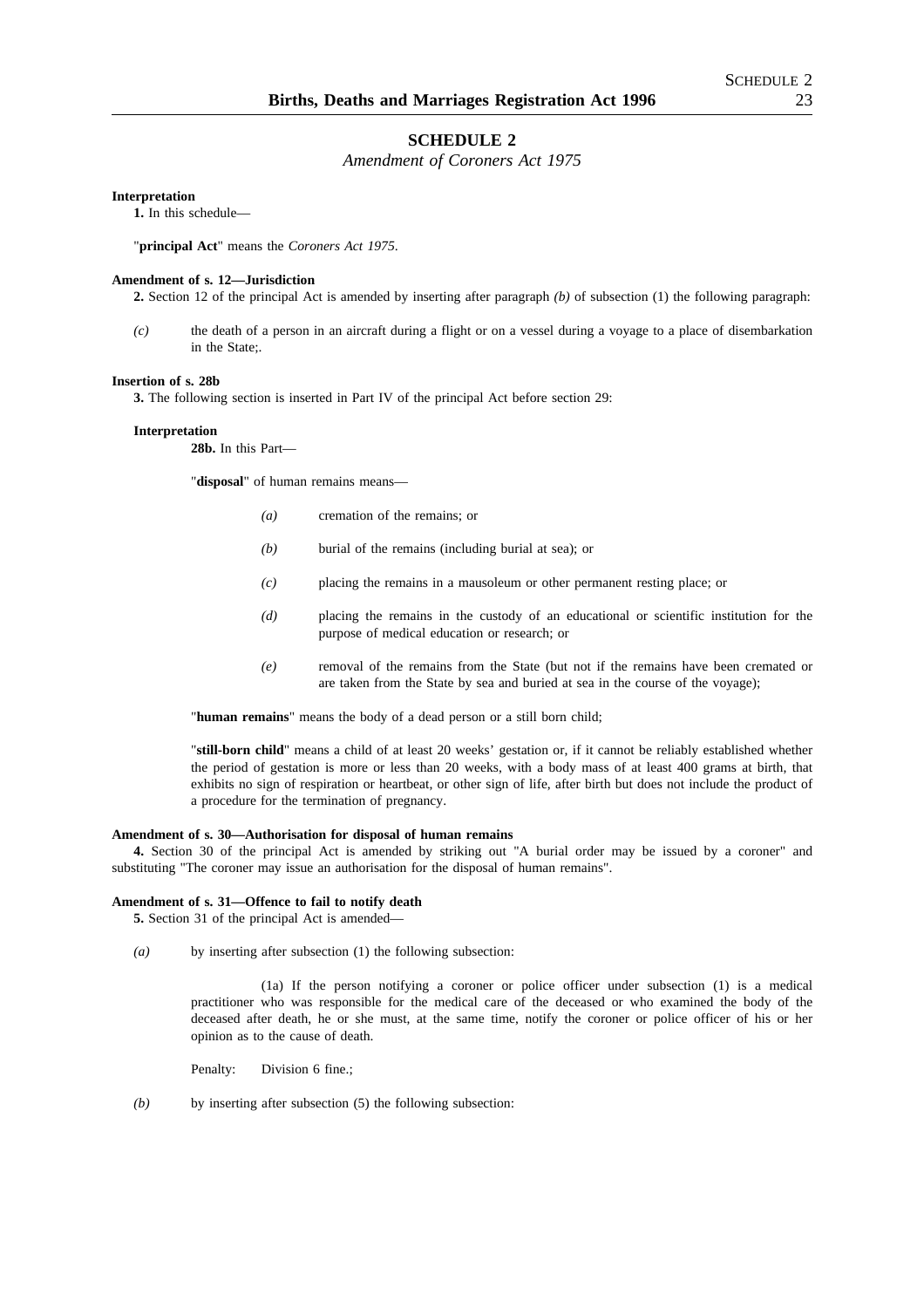## SCHEDULE 2

*Amendment of Coroners Act 1975*

**Interpretation**

**1.** In this schedule—

"**principal Act**" means the *Coroners Act 1975*.

**Amendment of s. 12—Jurisdiction**

**2.** Section 12 of the principal Act is amended by inserting after paragraph *(b)* of subsection (1) the following paragraph:

*(c)* the death of a person in an aircraft during a flight or on a vessel during a voyage to a place of disembarkation in the State;.

**Insertion of s. 28b**

**3.** The following section is inserted in Part IV of the principal Act before section 29:

**Interpretation**

**28b.** In this Part—

"**disposal**" of human remains means—

*(a)* cremation of the remains; or

*(b)* burial of the remains (including burial at sea); or

*(c)* placing the remains in a mausoleum or other permanent resting place; or

*(d)* placing the remains in the custody of an educational or scientific institution for the purpose of medical education or research; or

*(e)* removal of the remains from the State (but not if the remains have been cremated or are taken from the State by sea and buried at sea in the course of the voyage);

"**human remains**" means the body of a dead person or a still born child;

"**still-born child**" means a child of at least 20 weeks' gestation or, if it cannot be reliably established whether the period of gestation is more or less than 20 weeks, with a body mass of at least 400 grams at birth, that exhibits no sign of respiration or heartbeat, or other sign of life, after birth but does not include the product of a procedure for the termination of pregnancy.

**Amendment of s. 30—Authorisation for disposal of human remains**

**4.** Section 30 of the principal Act is amended by striking out "A burial order may be issued by a coroner" and substituting "The coroner may issue an authorisation for the disposal of human remains".

**Amendment of s. 31—Offence to fail to notify death**

**5.** Section 31 of the principal Act is amended—

*(a)* by inserting after subsection (1) the following subsection:

(1a) If the person notifying a coroner or police officer under subsection (1) is a medical practitioner who was responsible for the medical care of the deceased or who examined the body of the deceased after death, he or she must, at the same time, notify the coroner or police officer of his or her opinion as to the cause of death.

Penalty: Division 6 fine.;

*(b)* by inserting after subsection (5) the following subsection: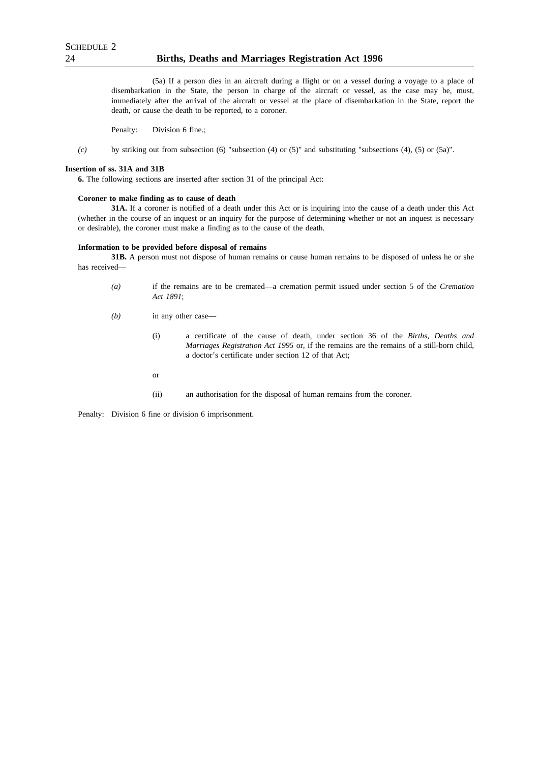(5a) If a person dies in an aircraft during a flight or on a vessel during a voyage to a place of disembarkation in the State, the person in charge of the aircraft or vessel, as the case may be, must, immediately after the arrival of the aircraft or vessel at the place of disembarkation in the State, report the death, or cause the death to be reported, to a coroner.

Penalty: Division 6 fine.;

*(c)* by striking out from subsection (6) "subsection (4) or (5)" and substituting "subsections (4), (5) or (5a)".

**Insertion of ss. 31A and 31B**

**6.** The following sections are inserted after section 31 of the principal Act:

**Coroner to make finding as to cause of death**

**31A.** If a coroner is notified of a death under this Act or is inquiring into the cause of a death under this Act (whether in the course of an inquest or an inquiry for the purpose of determining whether or not an inquest is necessary or desirable), the coroner must make a finding as to the cause of the death.

**Information to be provided before disposal of remains**

**31B.** A person must not dispose of human remains or cause human remains to be disposed of unless he or she has received—

*(a)* if the remains are to be cremated—a cremation permit issued under section 5 of the *Cremation Act 1891*;

*(b)* in any other case—

(i) a certificate of the cause of death, under section 36 of the *Births, Deaths and Marriages Registration Act 1995* or, if the remains are the remains of a still-born child, a doctor's certificate under section 12 of that Act;

or

(ii) an authorisation for the disposal of human remains from the coroner.

Penalty: Division 6 fine or division 6 imprisonment.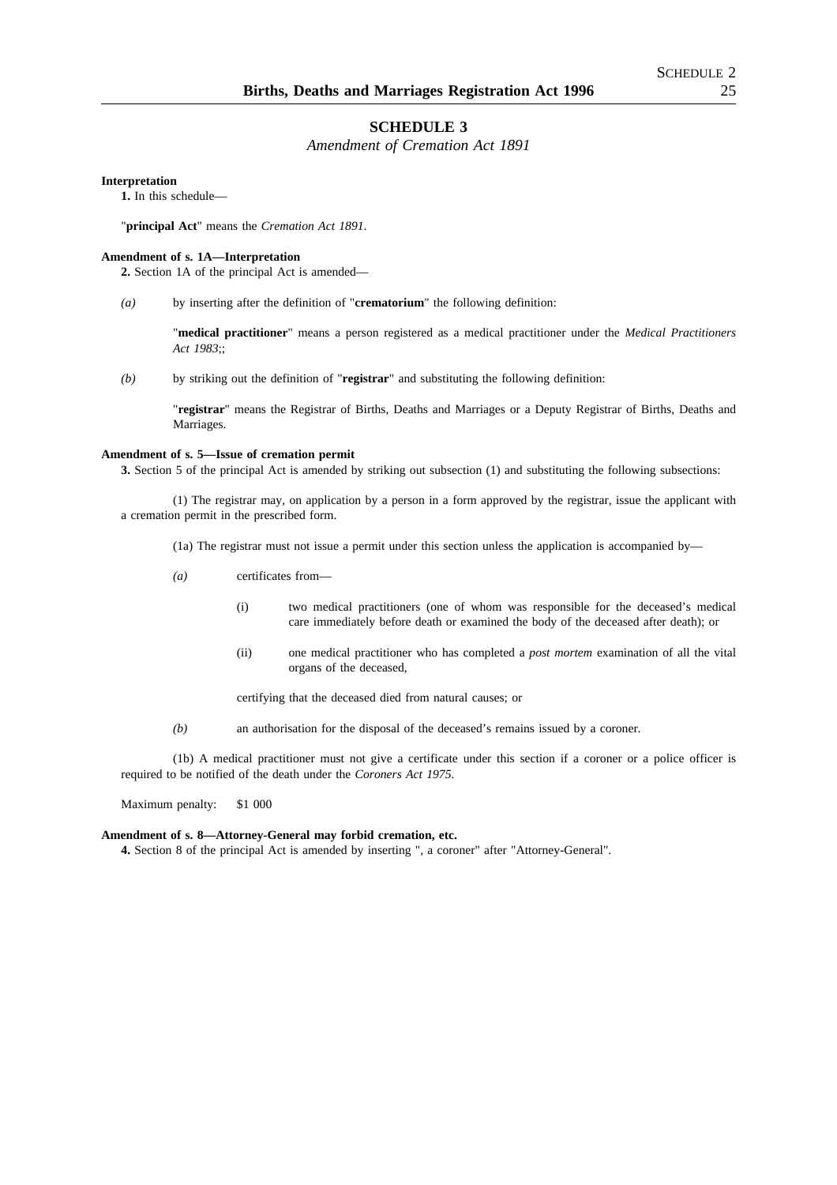## SCHEDULE 3

*Amendment of Cremation Act 1891*

**Interpretation**

**1.** In this schedule—

"**principal Act**" means the *Cremation Act 1891*.

**Amendment of s. 1A—Interpretation**

**2.** Section 1A of the principal Act is amended—

*(a)* by inserting after the definition of "**crematorium**" the following definition:

> "**medical practitioner**" means a person registered as a medical practitioner under the *Medical Practitioners Act 1983*;;

*(b)* by striking out the definition of "**registrar**" and substituting the following definition:

> "**registrar**" means the Registrar of Births, Deaths and Marriages or a Deputy Registrar of Births, Deaths and Marriages.

**Amendment of s. 5—Issue of cremation permit**

**3.** Section 5 of the principal Act is amended by striking out subsection (1) and substituting the following subsections:

(1) The registrar may, on application by a person in a form approved by the registrar, issue the applicant with a cremation permit in the prescribed form.

(1a) The registrar must not issue a permit under this section unless the application is accompanied by—

*(a)* certificates from—

(i) two medical practitioners (one of whom was responsible for the deceased's medical care immediately before death or examined the body of the deceased after death); or

(ii) one medical practitioner who has completed a *post mortem* examination of all the vital organs of the deceased,

certifying that the deceased died from natural causes; or

*(b)* an authorisation for the disposal of the deceased's remains issued by a coroner.

(1b) A medical practitioner must not give a certificate under this section if a coroner or a police officer is required to be notified of the death under the *Coroners Act 1975*.

Maximum penalty: $1 000

**Amendment of s. 8—Attorney-General may forbid cremation, etc.**

**4.** Section 8 of the principal Act is amended by inserting ", a coroner" after "Attorney-General".